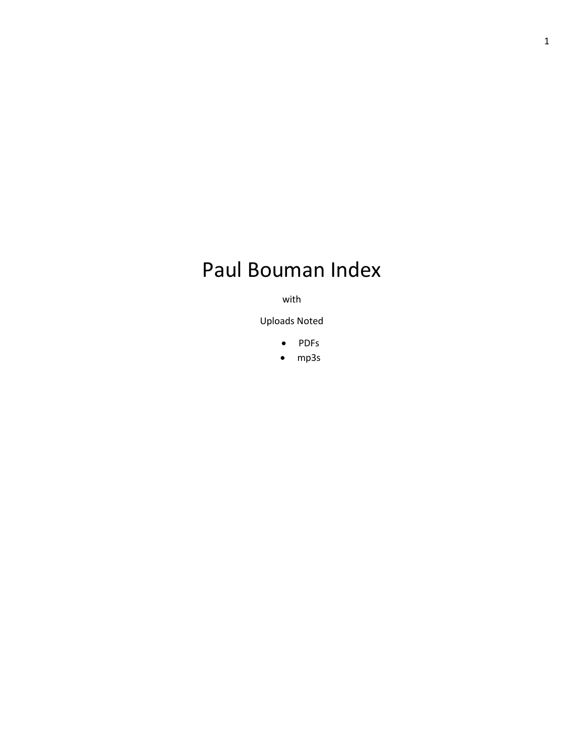# Paul Bouman Index

with

Uploads Noted

- PDFs
- mp3s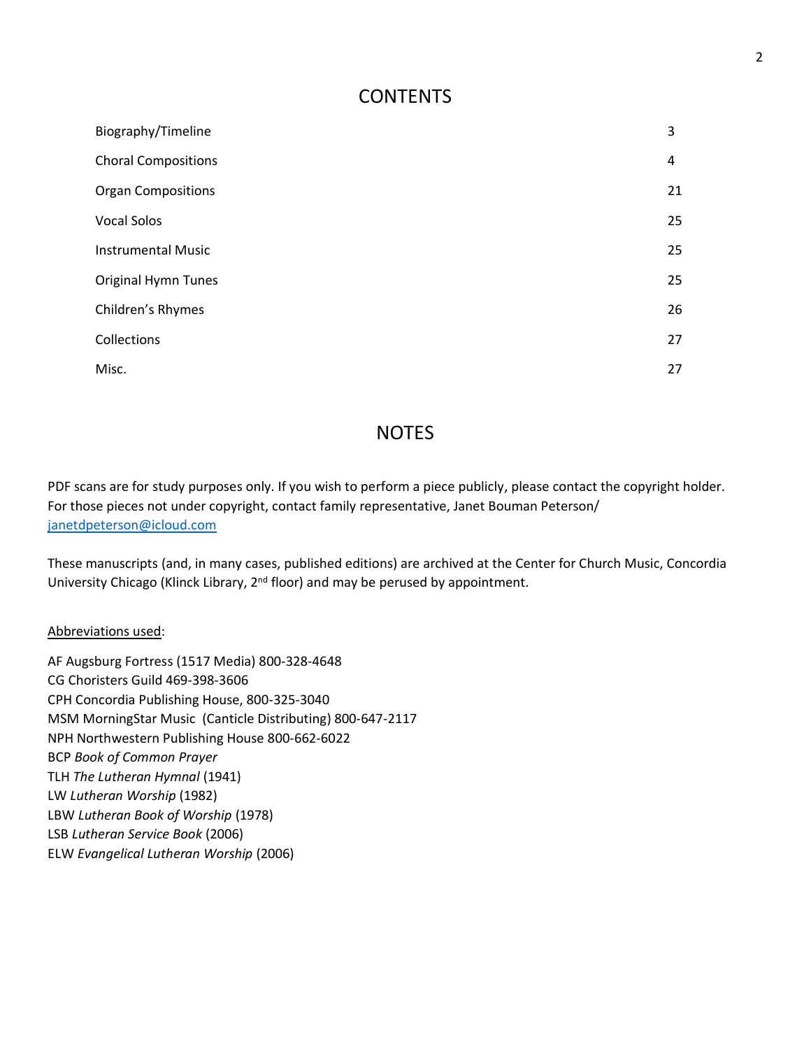## CONTENTS

| | |
|---|---|
| Biography/Timeline | 3 |
| Choral Compositions | 4 |
| Organ Compositions | 21 |
| Vocal Solos | 25 |
| Instrumental Music | 25 |
| Original Hymn Tunes | 25 |
| Children's Rhymes | 26 |
| Collections | 27 |
| Misc. | 27 |

## NOTES

PDF scans are for study purposes only. If you wish to perform a piece publicly, please contact the copyright holder. For those pieces not under copyright, contact family representative, Janet Bouman Peterson/ janetdpeterson@icloud.com

These manuscripts (and, in many cases, published editions) are archived at the Center for Church Music, Concordia University Chicago (Klinck Library, 2nd floor) and may be perused by appointment.

Abbreviations used:

AF Augsburg Fortress (1517 Media) 800-328-4648
CG Choristers Guild 469-398-3606
CPH Concordia Publishing House, 800-325-3040
MSM MorningStar Music (Canticle Distributing) 800-647-2117
NPH Northwestern Publishing House 800-662-6022
BCP *Book of Common Prayer*
TLH *The Lutheran Hymnal* (1941)
LW *Lutheran Worship* (1982)
LBW *Lutheran Book of Worship* (1978)
LSB *Lutheran Service Book* (2006)
ELW *Evangelical Lutheran Worship* (2006)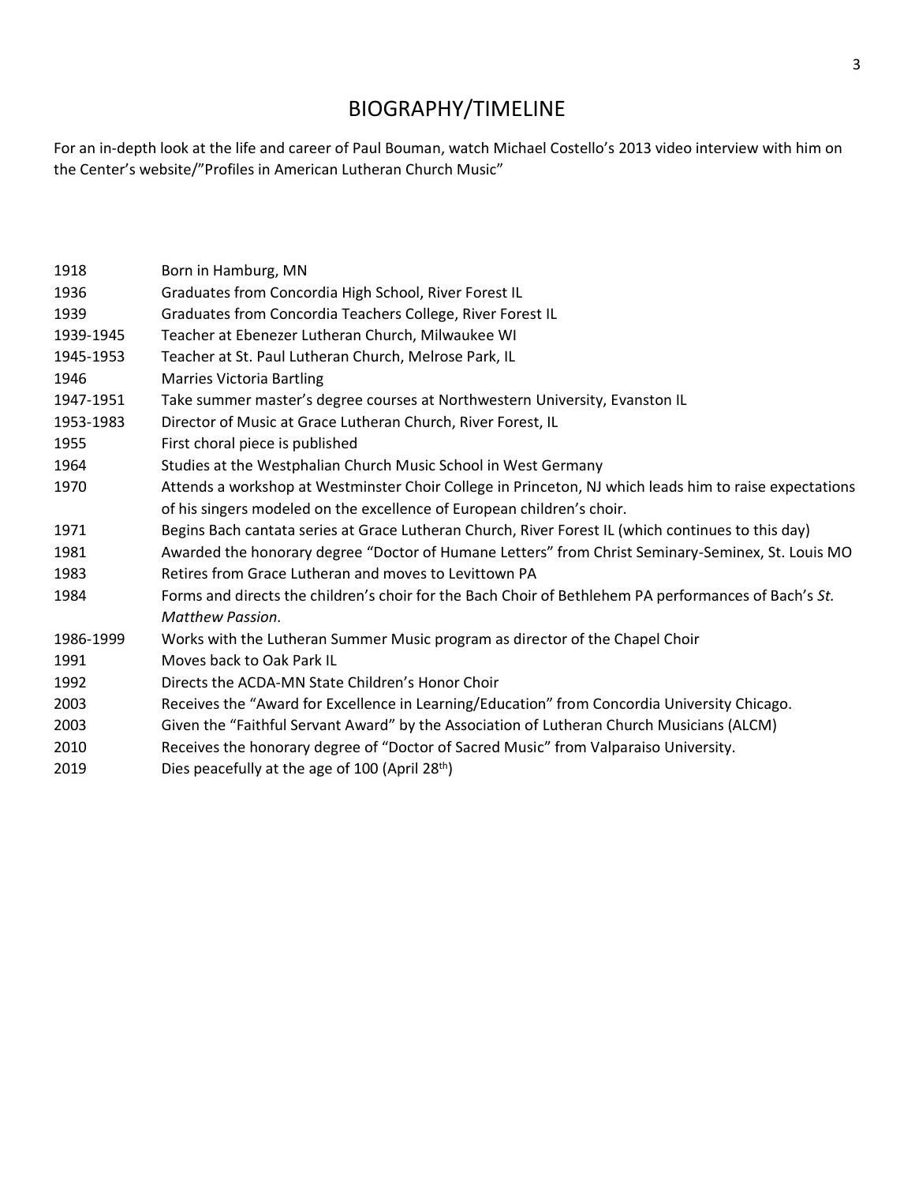# BIOGRAPHY/TIMELINE

For an in-depth look at the life and career of Paul Bouman, watch Michael Costello's 2013 video interview with him on the Center's website/"Profiles in American Lutheran Church Music"

| | |
|---|---|
| 1918 | Born in Hamburg, MN |
| 1936 | Graduates from Concordia High School, River Forest IL |
| 1939 | Graduates from Concordia Teachers College, River Forest IL |
| 1939-1945 | Teacher at Ebenezer Lutheran Church, Milwaukee WI |
| 1945-1953 | Teacher at St. Paul Lutheran Church, Melrose Park, IL |
| 1946 | Marries Victoria Bartling |
| 1947-1951 | Take summer master's degree courses at Northwestern University, Evanston IL |
| 1953-1983 | Director of Music at Grace Lutheran Church, River Forest, IL |
| 1955 | First choral piece is published |
| 1964 | Studies at the Westphalian Church Music School in West Germany |
| 1970 | Attends a workshop at Westminster Choir College in Princeton, NJ which leads him to raise expectations of his singers modeled on the excellence of European children's choir. |
| 1971 | Begins Bach cantata series at Grace Lutheran Church, River Forest IL (which continues to this day) |
| 1981 | Awarded the honorary degree "Doctor of Humane Letters" from Christ Seminary-Seminex, St. Louis MO |
| 1983 | Retires from Grace Lutheran and moves to Levittown PA |
| 1984 | Forms and directs the children's choir for the Bach Choir of Bethlehem PA performances of Bach's *St. Matthew Passion.* |
| 1986-1999 | Works with the Lutheran Summer Music program as director of the Chapel Choir |
| 1991 | Moves back to Oak Park IL |
| 1992 | Directs the ACDA-MN State Children's Honor Choir |
| 2003 | Receives the "Award for Excellence in Learning/Education" from Concordia University Chicago. |
| 2003 | Given the "Faithful Servant Award" by the Association of Lutheran Church Musicians (ALCM) |
| 2010 | Receives the honorary degree of "Doctor of Sacred Music" from Valparaiso University. |
| 2019 | Dies peacefully at the age of 100 (April 28th) |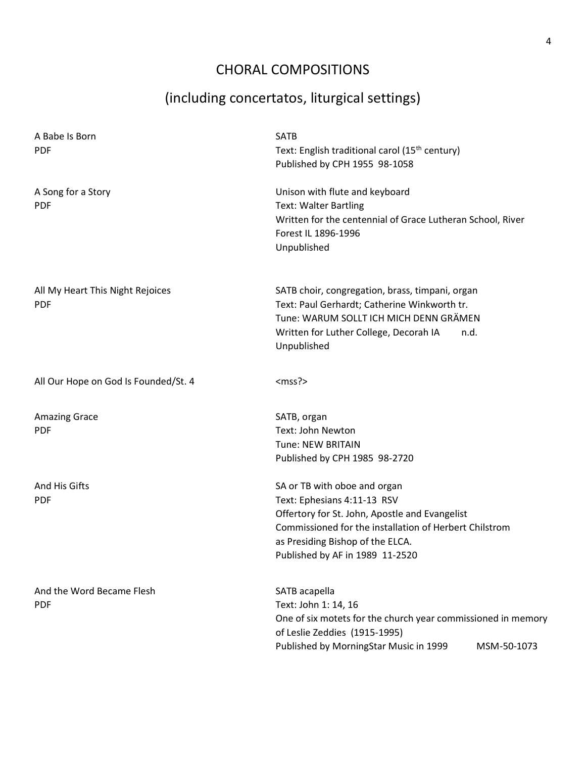# CHORAL COMPOSITIONS

## (including concertatos, liturgical settings)

A Babe Is Born
PDF

SATB
Text: English traditional carol (15th century)
Published by CPH 1955  98-1058

A Song for a Story
PDF

Unison with flute and keyboard
Text: Walter Bartling
Written for the centennial of Grace Lutheran School, River Forest IL 1896-1996
Unpublished

All My Heart This Night Rejoices
PDF

SATB choir, congregation, brass, timpani, organ
Text: Paul Gerhardt; Catherine Winkworth tr.
Tune: WARUM SOLLT ICH MICH DENN GRÄMEN
Written for Luther College, Decorah IA    n.d.
Unpublished

All Our Hope on God Is Founded/St. 4

<mss?>

Amazing Grace
PDF

SATB, organ
Text: John Newton
Tune: NEW BRITAIN
Published by CPH 1985  98-2720

And His Gifts
PDF

SA or TB with oboe and organ
Text: Ephesians 4:11-13  RSV
Offertory for St. John, Apostle and Evangelist
Commissioned for the installation of Herbert Chilstrom as Presiding Bishop of the ELCA.
Published by AF in 1989  11-2520

And the Word Became Flesh
PDF

SATB acapella
Text: John 1: 14, 16
One of six motets for the church year commissioned in memory of Leslie Zeddies  (1915-1995)
Published by MorningStar Music in 1999    MSM-50-1073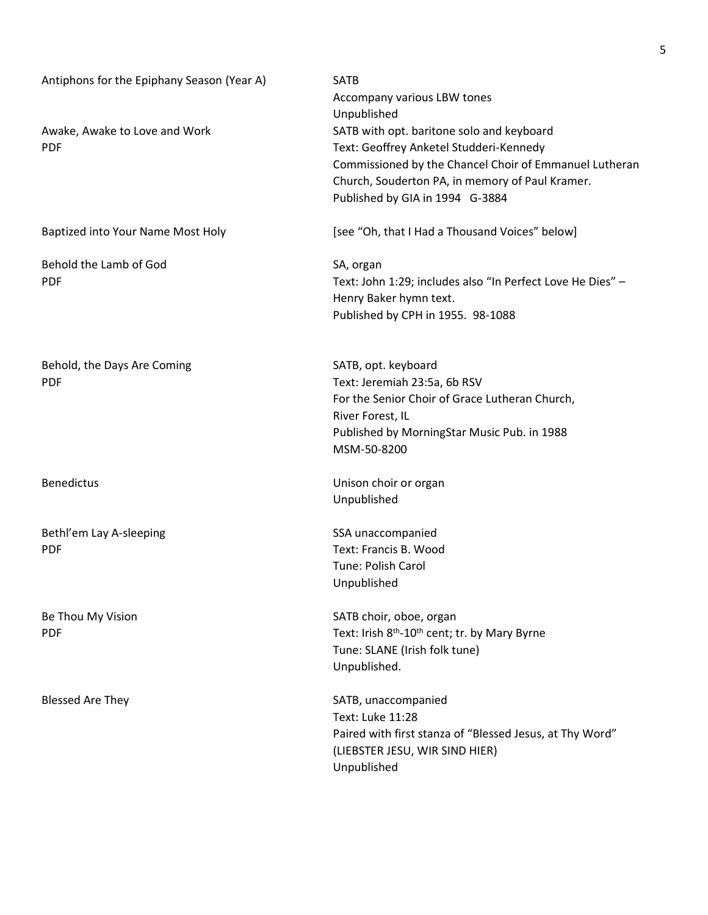Antiphons for the Epiphany Season (Year A)
SATB
Accompany various LBW tones
Unpublished

Awake, Awake to Love and Work
PDF
SATB with opt. baritone solo and keyboard
Text: Geoffrey Anketel Studderi-Kennedy
Commissioned by the Chancel Choir of Emmanuel Lutheran Church, Souderton PA, in memory of Paul Kramer.
Published by GIA in 1994 G-3884

Baptized into Your Name Most Holy
[see "Oh, that I Had a Thousand Voices" below]

Behold the Lamb of God
PDF
SA, organ
Text: John 1:29; includes also "In Perfect Love He Dies" – Henry Baker hymn text.
Published by CPH in 1955. 98-1088

Behold, the Days Are Coming
PDF
SATB, opt. keyboard
Text: Jeremiah 23:5a, 6b RSV
For the Senior Choir of Grace Lutheran Church, River Forest, IL
Published by MorningStar Music Pub. in 1988
MSM-50-8200

Benedictus
Unison choir or organ
Unpublished

Bethl'em Lay A-sleeping
PDF
SSA unaccompanied
Text: Francis B. Wood
Tune: Polish Carol
Unpublished

Be Thou My Vision
PDF
SATB choir, oboe, organ
Text: Irish 8th-10th cent; tr. by Mary Byrne
Tune: SLANE (Irish folk tune)
Unpublished.

Blessed Are They
SATB, unaccompanied
Text: Luke 11:28
Paired with first stanza of "Blessed Jesus, at Thy Word" (LIEBSTER JESU, WIR SIND HIER)
Unpublished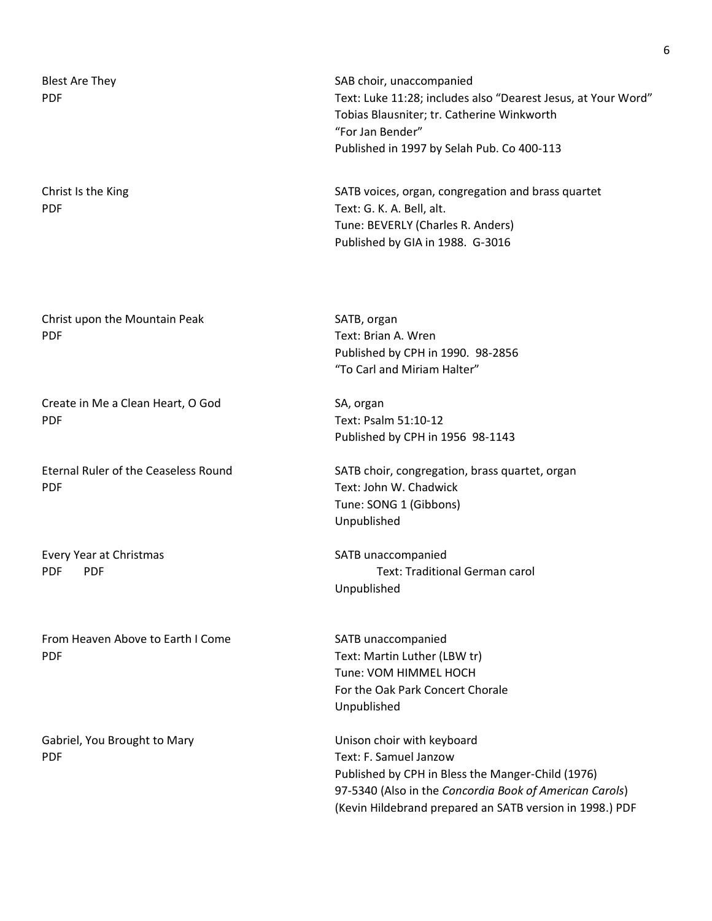Blest Are They
PDF

SAB choir, unaccompanied
Text: Luke 11:28; includes also “Dearest Jesus, at Your Word”
Tobias Blausniter; tr. Catherine Winkworth
“For Jan Bender”
Published in 1997 by Selah Pub. Co 400-113

Christ Is the King
PDF

SATB voices, organ, congregation and brass quartet
Text: G. K. A. Bell, alt.
Tune: BEVERLY (Charles R. Anders)
Published by GIA in 1988. G-3016

Christ upon the Mountain Peak
PDF

SATB, organ
Text: Brian A. Wren
Published by CPH in 1990. 98-2856
“To Carl and Miriam Halter”

Create in Me a Clean Heart, O God
PDF

SA, organ
Text: Psalm 51:10-12
Published by CPH in 1956 98-1143

Eternal Ruler of the Ceaseless Round
PDF

SATB choir, congregation, brass quartet, organ
Text: John W. Chadwick
Tune: SONG 1 (Gibbons)
Unpublished

Every Year at Christmas
PDF PDF

SATB unaccompanied
Text: Traditional German carol
Unpublished

From Heaven Above to Earth I Come
PDF

SATB unaccompanied
Text: Martin Luther (LBW tr)
Tune: VOM HIMMEL HOCH
For the Oak Park Concert Chorale
Unpublished

Gabriel, You Brought to Mary
PDF

Unison choir with keyboard
Text: F. Samuel Janzow
Published by CPH in Bless the Manger-Child (1976)
97-5340 (Also in the *Concordia Book of American Carols*)
(Kevin Hildebrand prepared an SATB version in 1998.) PDF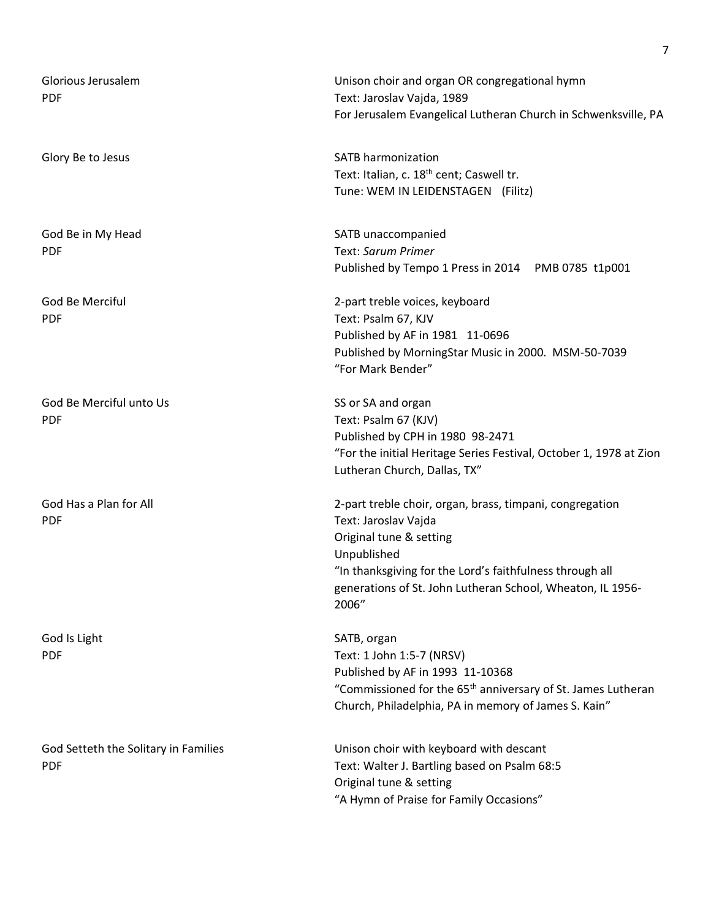**Glorious Jerusalem**
PDF

Unison choir and organ OR congregational hymn
Text: Jaroslav Vajda, 1989
For Jerusalem Evangelical Lutheran Church in Schwenksville, PA

**Glory Be to Jesus**

SATB harmonization
Text: Italian, c. 18th cent; Caswell tr.
Tune: WEM IN LEIDENSTAGEN (Filitz)

**God Be in My Head**
PDF

SATB unaccompanied
Text: *Sarum Primer*
Published by Tempo 1 Press in 2014 PMB 0785 t1p001

**God Be Merciful**
PDF

2-part treble voices, keyboard
Text: Psalm 67, KJV
Published by AF in 1981 11-0696
Published by MorningStar Music in 2000. MSM-50-7039
"For Mark Bender"

**God Be Merciful unto Us**
PDF

SS or SA and organ
Text: Psalm 67 (KJV)
Published by CPH in 1980 98-2471
"For the initial Heritage Series Festival, October 1, 1978 at Zion Lutheran Church, Dallas, TX"

**God Has a Plan for All**
PDF

2-part treble choir, organ, brass, timpani, congregation
Text: Jaroslav Vajda
Original tune & setting
Unpublished
"In thanksgiving for the Lord's faithfulness through all generations of St. John Lutheran School, Wheaton, IL 1956-2006"

**God Is Light**
PDF

SATB, organ
Text: 1 John 1:5-7 (NRSV)
Published by AF in 1993 11-10368
"Commissioned for the 65th anniversary of St. James Lutheran Church, Philadelphia, PA in memory of James S. Kain"

**God Setteth the Solitary in Families**
PDF

Unison choir with keyboard with descant
Text: Walter J. Bartling based on Psalm 68:5
Original tune & setting
"A Hymn of Praise for Family Occasions"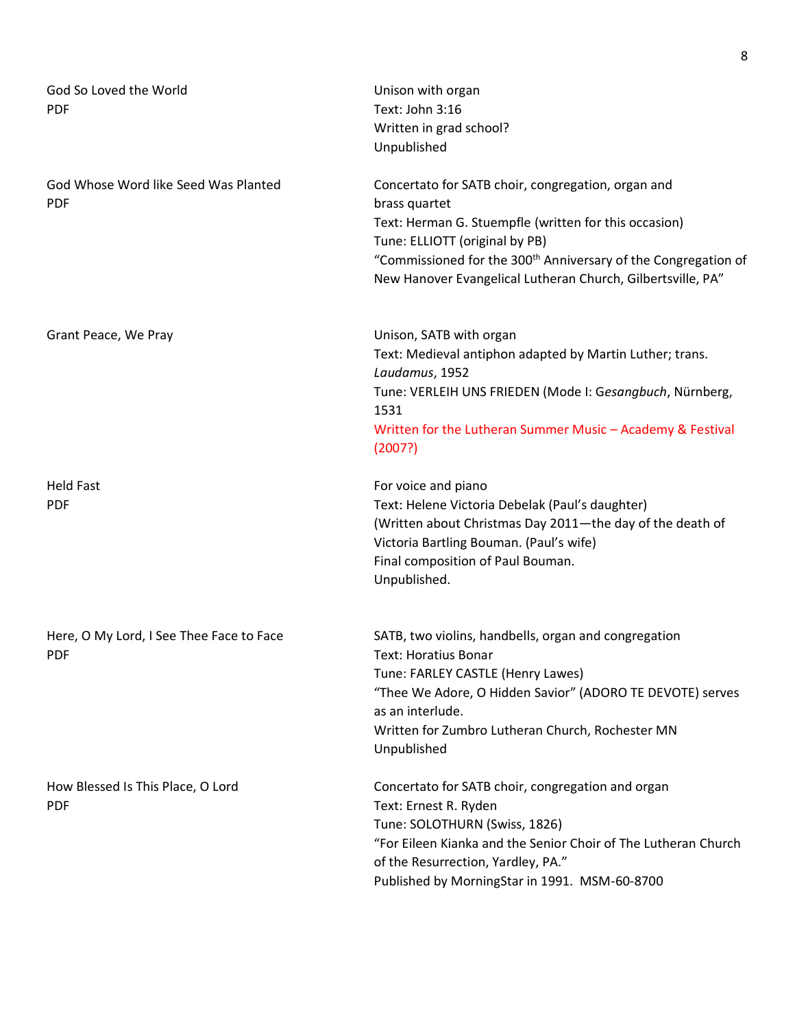God So Loved the World
PDF

Unison with organ
Text: John 3:16
Written in grad school?
Unpublished

God Whose Word like Seed Was Planted
PDF

Concertato for SATB choir, congregation, organ and brass quartet
Text: Herman G. Stuempfle (written for this occasion)
Tune: ELLIOTT (original by PB)
"Commissioned for the 300th Anniversary of the Congregation of New Hanover Evangelical Lutheran Church, Gilbertsville, PA"

Grant Peace, We Pray

Unison, SATB with organ
Text: Medieval antiphon adapted by Martin Luther; trans. *Laudamus*, 1952
Tune: VERLEIH UNS FRIEDEN (Mode I: G*esangbuch*, Nürnberg, 1531
Written for the Lutheran Summer Music – Academy & Festival (2007?)

Held Fast
PDF

For voice and piano
Text: Helene Victoria Debelak (Paul's daughter)
(Written about Christmas Day 2011—the day of the death of Victoria Bartling Bouman. (Paul's wife)
Final composition of Paul Bouman.
Unpublished.

Here, O My Lord, I See Thee Face to Face
PDF

SATB, two violins, handbells, organ and congregation
Text: Horatius Bonar
Tune: FARLEY CASTLE (Henry Lawes)
"Thee We Adore, O Hidden Savior" (ADORO TE DEVOTE) serves as an interlude.
Written for Zumbro Lutheran Church, Rochester MN
Unpublished

How Blessed Is This Place, O Lord
PDF

Concertato for SATB choir, congregation and organ
Text: Ernest R. Ryden
Tune: SOLOTHURN (Swiss, 1826)
"For Eileen Kianka and the Senior Choir of The Lutheran Church of the Resurrection, Yardley, PA."
Published by MorningStar in 1991. MSM-60-8700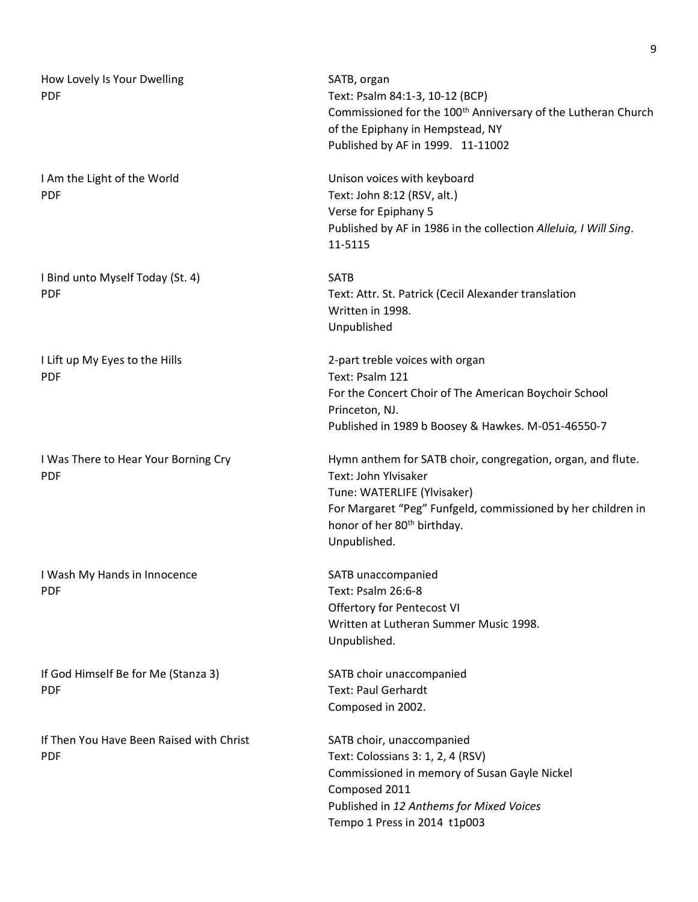How Lovely Is Your Dwelling
PDF

SATB, organ
Text: Psalm 84:1-3, 10-12 (BCP)
Commissioned for the 100th Anniversary of the Lutheran Church of the Epiphany in Hempstead, NY
Published by AF in 1999. 11-11002

I Am the Light of the World
PDF

Unison voices with keyboard
Text: John 8:12 (RSV, alt.)
Verse for Epiphany 5
Published by AF in 1986 in the collection *Alleluia, I Will Sing*. 11-5115

I Bind unto Myself Today (St. 4)
PDF

SATB
Text: Attr. St. Patrick (Cecil Alexander translation
Written in 1998.
Unpublished

I Lift up My Eyes to the Hills
PDF

2-part treble voices with organ
Text: Psalm 121
For the Concert Choir of The American Boychoir School Princeton, NJ.
Published in 1989 b Boosey & Hawkes. M-051-46550-7

I Was There to Hear Your Borning Cry
PDF

Hymn anthem for SATB choir, congregation, organ, and flute.
Text: John Ylvisaker
Tune: WATERLIFE (Ylvisaker)
For Margaret "Peg" Funfgeld, commissioned by her children in honor of her 80th birthday.
Unpublished.

I Wash My Hands in Innocence
PDF

SATB unaccompanied
Text: Psalm 26:6-8
Offertory for Pentecost VI
Written at Lutheran Summer Music 1998.
Unpublished.

If God Himself Be for Me (Stanza 3)
PDF

SATB choir unaccompanied
Text: Paul Gerhardt
Composed in 2002.

If Then You Have Been Raised with Christ
PDF

SATB choir, unaccompanied
Text: Colossians 3: 1, 2, 4 (RSV)
Commissioned in memory of Susan Gayle Nickel
Composed 2011
Published in *12 Anthems for Mixed Voices*
Tempo 1 Press in 2014 t1p003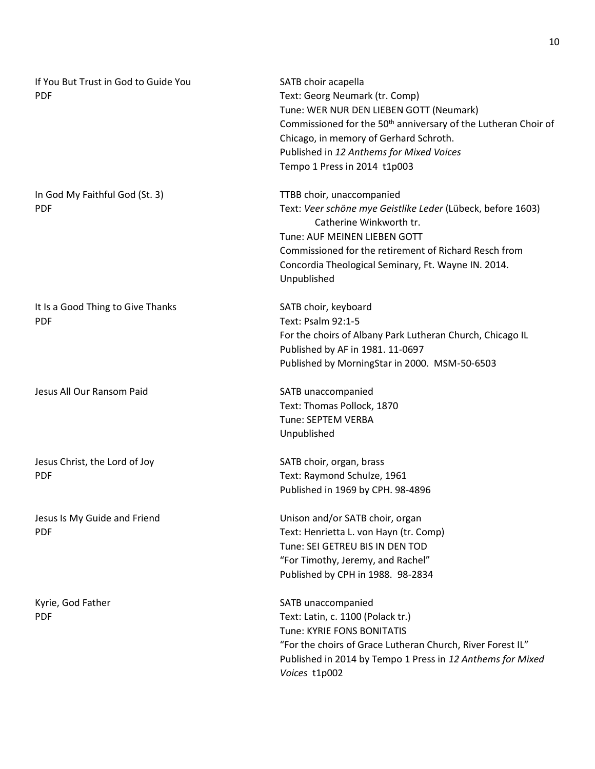If You But Trust in God to Guide You
PDF

SATB choir acapella
Text: Georg Neumark (tr. Comp)
Tune: WER NUR DEN LIEBEN GOTT (Neumark)
Commissioned for the 50th anniversary of the Lutheran Choir of Chicago, in memory of Gerhard Schroth.
Published in *12 Anthems for Mixed Voices*
Tempo 1 Press in 2014 t1p003

In God My Faithful God (St. 3)
PDF

TTBB choir, unaccompanied
Text: *Veer schöne mye Geistlike Leder* (Lübeck, before 1603)
Catherine Winkworth tr.
Tune: AUF MEINEN LIEBEN GOTT
Commissioned for the retirement of Richard Resch from Concordia Theological Seminary, Ft. Wayne IN. 2014.
Unpublished

It Is a Good Thing to Give Thanks
PDF

SATB choir, keyboard
Text: Psalm 92:1-5
For the choirs of Albany Park Lutheran Church, Chicago IL
Published by AF in 1981. 11-0697
Published by MorningStar in 2000. MSM-50-6503

Jesus All Our Ransom Paid

SATB unaccompanied
Text: Thomas Pollock, 1870
Tune: SEPTEM VERBA
Unpublished

Jesus Christ, the Lord of Joy
PDF

SATB choir, organ, brass
Text: Raymond Schulze, 1961
Published in 1969 by CPH. 98-4896

Jesus Is My Guide and Friend
PDF

Unison and/or SATB choir, organ
Text: Henrietta L. von Hayn (tr. Comp)
Tune: SEI GETREU BIS IN DEN TOD
"For Timothy, Jeremy, and Rachel"
Published by CPH in 1988. 98-2834

Kyrie, God Father
PDF

SATB unaccompanied
Text: Latin, c. 1100 (Polack tr.)
Tune: KYRIE FONS BONITATIS
"For the choirs of Grace Lutheran Church, River Forest IL"
Published in 2014 by Tempo 1 Press in *12 Anthems for Mixed Voices* t1p002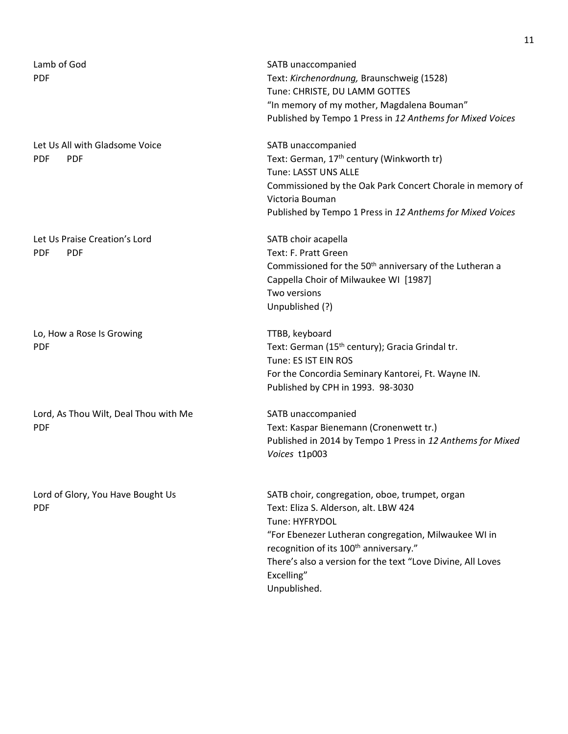Lamb of God
PDF

SATB unaccompanied
Text: *Kirchenordnung,* Braunschweig (1528)
Tune: CHRISTE, DU LAMM GOTTES
"In memory of my mother, Magdalena Bouman"
Published by Tempo 1 Press in *12 Anthems for Mixed Voices*

Let Us All with Gladsome Voice
PDF PDF

SATB unaccompanied
Text: German, 17th century (Winkworth tr)
Tune: LASST UNS ALLE
Commissioned by the Oak Park Concert Chorale in memory of Victoria Bouman
Published by Tempo 1 Press in *12 Anthems for Mixed Voices*

Let Us Praise Creation's Lord
PDF PDF

SATB choir acapella
Text: F. Pratt Green
Commissioned for the 50th anniversary of the Lutheran a Cappella Choir of Milwaukee WI [1987]
Two versions
Unpublished (?)

Lo, How a Rose Is Growing
PDF

TTBB, keyboard
Text: German (15th century); Gracia Grindal tr.
Tune: ES IST EIN ROS
For the Concordia Seminary Kantorei, Ft. Wayne IN.
Published by CPH in 1993. 98-3030

Lord, As Thou Wilt, Deal Thou with Me
PDF

SATB unaccompanied
Text: Kaspar Bienemann (Cronenwett tr.)
Published in 2014 by Tempo 1 Press in *12 Anthems for Mixed Voices* t1p003

Lord of Glory, You Have Bought Us
PDF

SATB choir, congregation, oboe, trumpet, organ
Text: Eliza S. Alderson, alt. LBW 424
Tune: HYFRYDOL
"For Ebenezer Lutheran congregation, Milwaukee WI in recognition of its 100th anniversary."
There's also a version for the text "Love Divine, All Loves Excelling"
Unpublished.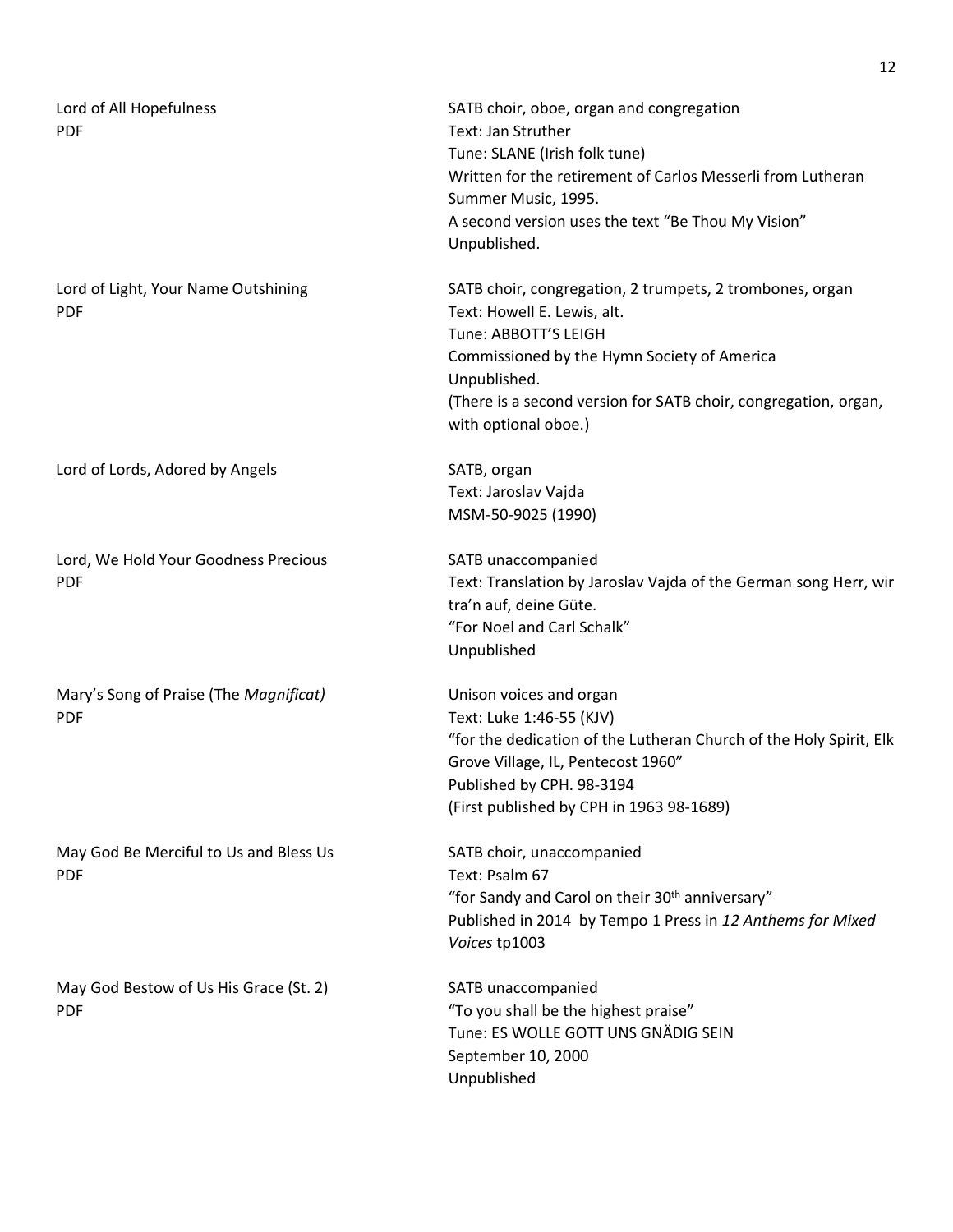Lord of All Hopefulness
PDF

SATB choir, oboe, organ and congregation
Text: Jan Struther
Tune: SLANE (Irish folk tune)
Written for the retirement of Carlos Messerli from Lutheran Summer Music, 1995.
A second version uses the text "Be Thou My Vision"
Unpublished.

Lord of Light, Your Name Outshining
PDF

SATB choir, congregation, 2 trumpets, 2 trombones, organ
Text: Howell E. Lewis, alt.
Tune: ABBOTT'S LEIGH
Commissioned by the Hymn Society of America
Unpublished.
(There is a second version for SATB choir, congregation, organ, with optional oboe.)

Lord of Lords, Adored by Angels

SATB, organ
Text: Jaroslav Vajda
MSM-50-9025 (1990)

Lord, We Hold Your Goodness Precious
PDF

SATB unaccompanied
Text: Translation by Jaroslav Vajda of the German song Herr, wir tra'n auf, deine Güte.
"For Noel and Carl Schalk"
Unpublished

Mary's Song of Praise (The *Magnificat)*
PDF

Unison voices and organ
Text: Luke 1:46-55 (KJV)
"for the dedication of the Lutheran Church of the Holy Spirit, Elk Grove Village, IL, Pentecost 1960"
Published by CPH. 98-3194
(First published by CPH in 1963 98-1689)

May God Be Merciful to Us and Bless Us
PDF

SATB choir, unaccompanied
Text: Psalm 67
"for Sandy and Carol on their 30th anniversary"
Published in 2014 by Tempo 1 Press in *12 Anthems for Mixed Voices* tp1003

May God Bestow of Us His Grace (St. 2)
PDF

SATB unaccompanied
"To you shall be the highest praise"
Tune: ES WOLLE GOTT UNS GNÄDIG SEIN
September 10, 2000
Unpublished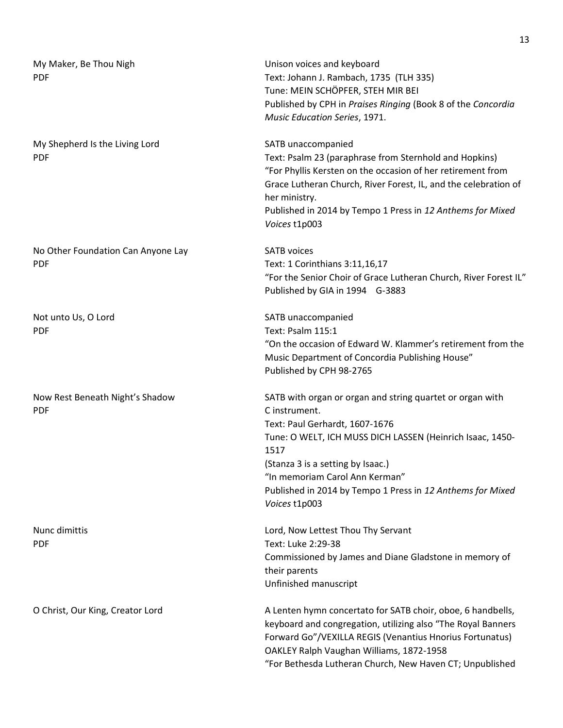My Maker, Be Thou Nigh
PDF

Unison voices and keyboard
Text: Johann J. Rambach, 1735 (TLH 335)
Tune: MEIN SCHÖPFER, STEH MIR BEI
Published by CPH in *Praises Ringing* (Book 8 of the *Concordia Music Education Series*, 1971.

My Shepherd Is the Living Lord
PDF

SATB unaccompanied
Text: Psalm 23 (paraphrase from Sternhold and Hopkins)
"For Phyllis Kersten on the occasion of her retirement from Grace Lutheran Church, River Forest, IL, and the celebration of her ministry.
Published in 2014 by Tempo 1 Press in *12 Anthems for Mixed Voices* t1p003

No Other Foundation Can Anyone Lay
PDF

SATB voices
Text: 1 Corinthians 3:11,16,17
"For the Senior Choir of Grace Lutheran Church, River Forest IL"
Published by GIA in 1994 G-3883

Not unto Us, O Lord
PDF

SATB unaccompanied
Text: Psalm 115:1
"On the occasion of Edward W. Klammer's retirement from the Music Department of Concordia Publishing House"
Published by CPH 98-2765

Now Rest Beneath Night's Shadow
PDF

SATB with organ or organ and string quartet or organ with C instrument.
Text: Paul Gerhardt, 1607-1676
Tune: O WELT, ICH MUSS DICH LASSEN (Heinrich Isaac, 1450-1517
(Stanza 3 is a setting by Isaac.)
"In memoriam Carol Ann Kerman"
Published in 2014 by Tempo 1 Press in *12 Anthems for Mixed Voices* t1p003

Nunc dimittis
PDF

Lord, Now Lettest Thou Thy Servant
Text: Luke 2:29-38
Commissioned by James and Diane Gladstone in memory of their parents
Unfinished manuscript

O Christ, Our King, Creator Lord

A Lenten hymn concertato for SATB choir, oboe, 6 handbells, keyboard and congregation, utilizing also "The Royal Banners Forward Go"/VEXILLA REGIS (Venantius Hnorius Fortunatus)
OAKLEY Ralph Vaughan Williams, 1872-1958
"For Bethesda Lutheran Church, New Haven CT; Unpublished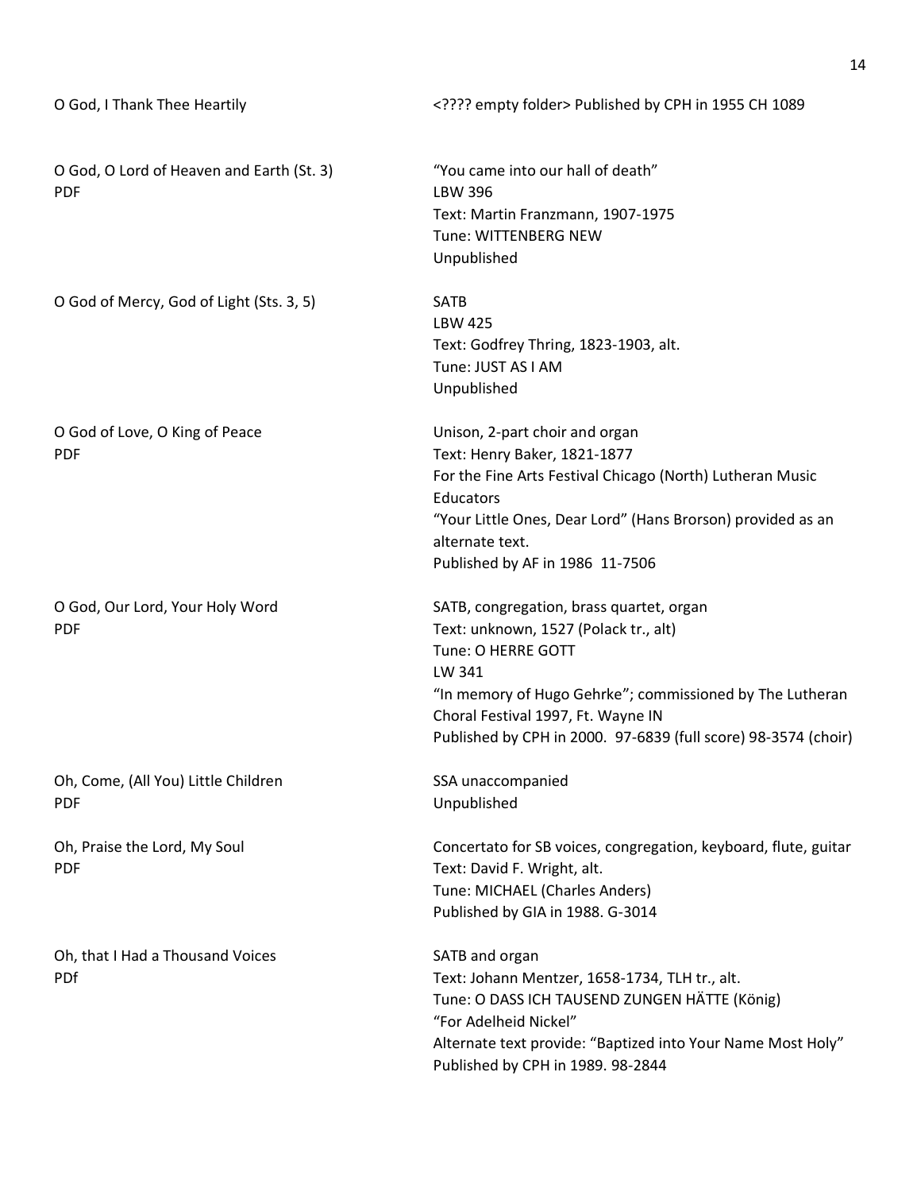O God, I Thank Thee Heartily

<???? empty folder> Published by CPH in 1955 CH 1089

O God, O Lord of Heaven and Earth (St. 3)
PDF

"You came into our hall of death"
LBW 396
Text: Martin Franzmann, 1907-1975
Tune: WITTENBERG NEW
Unpublished

O God of Mercy, God of Light (Sts. 3, 5)

SATB
LBW 425
Text: Godfrey Thring, 1823-1903, alt.
Tune: JUST AS I AM
Unpublished

O God of Love, O King of Peace
PDF

Unison, 2-part choir and organ
Text: Henry Baker, 1821-1877
For the Fine Arts Festival Chicago (North) Lutheran Music Educators
"Your Little Ones, Dear Lord" (Hans Brorson) provided as an alternate text.
Published by AF in 1986 11-7506

O God, Our Lord, Your Holy Word
PDF

SATB, congregation, brass quartet, organ
Text: unknown, 1527 (Polack tr., alt)
Tune: O HERRE GOTT
LW 341
"In memory of Hugo Gehrke"; commissioned by The Lutheran Choral Festival 1997, Ft. Wayne IN
Published by CPH in 2000. 97-6839 (full score) 98-3574 (choir)

Oh, Come, (All You) Little Children
PDF

SSA unaccompanied
Unpublished

Oh, Praise the Lord, My Soul
PDF

Concertato for SB voices, congregation, keyboard, flute, guitar
Text: David F. Wright, alt.
Tune: MICHAEL (Charles Anders)
Published by GIA in 1988. G-3014

Oh, that I Had a Thousand Voices
PDf

SATB and organ
Text: Johann Mentzer, 1658-1734, TLH tr., alt.
Tune: O DASS ICH TAUSEND ZUNGEN HÄTTE (König)
"For Adelheid Nickel"
Alternate text provide: "Baptized into Your Name Most Holy"
Published by CPH in 1989. 98-2844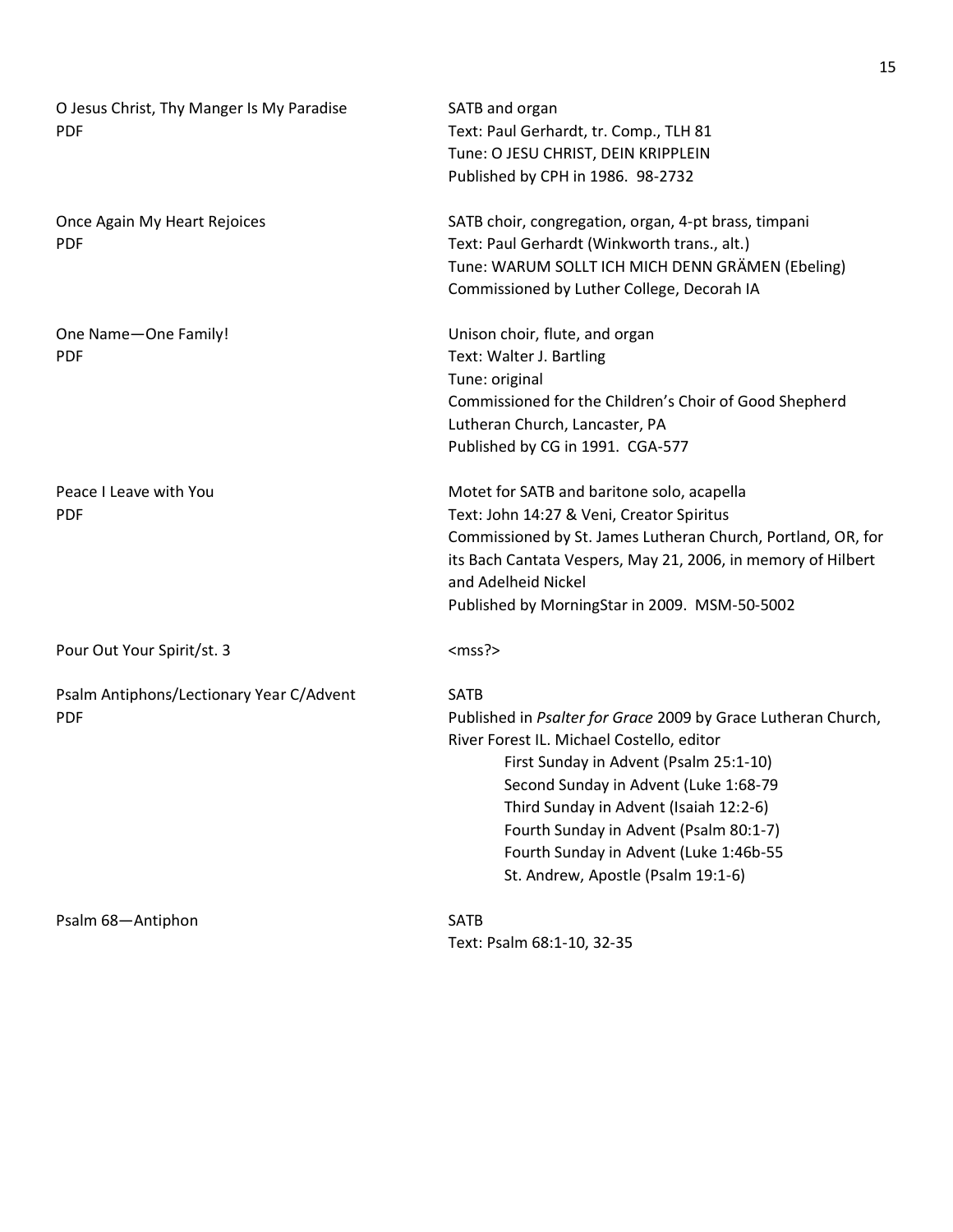O Jesus Christ, Thy Manger Is My Paradise
PDF

SATB and organ
Text: Paul Gerhardt, tr. Comp., TLH 81
Tune: O JESU CHRIST, DEIN KRIPPLEIN
Published by CPH in 1986. 98-2732

Once Again My Heart Rejoices
PDF

SATB choir, congregation, organ, 4-pt brass, timpani
Text: Paul Gerhardt (Winkworth trans., alt.)
Tune: WARUM SOLLT ICH MICH DENN GRÄMEN (Ebeling)
Commissioned by Luther College, Decorah IA

One Name—One Family!
PDF

Unison choir, flute, and organ
Text: Walter J. Bartling
Tune: original
Commissioned for the Children's Choir of Good Shepherd Lutheran Church, Lancaster, PA
Published by CG in 1991. CGA-577

Peace I Leave with You
PDF

Motet for SATB and baritone solo, acapella
Text: John 14:27 & Veni, Creator Spiritus
Commissioned by St. James Lutheran Church, Portland, OR, for its Bach Cantata Vespers, May 21, 2006, in memory of Hilbert and Adelheid Nickel
Published by MorningStar in 2009. MSM-50-5002

Pour Out Your Spirit/st. 3

<mss?>

Psalm Antiphons/Lectionary Year C/Advent
PDF

SATB
Published in *Psalter for Grace* 2009 by Grace Lutheran Church, River Forest IL. Michael Costello, editor

- First Sunday in Advent (Psalm 25:1-10)
- Second Sunday in Advent (Luke 1:68-79
- Third Sunday in Advent (Isaiah 12:2-6)
- Fourth Sunday in Advent (Psalm 80:1-7)
- Fourth Sunday in Advent (Luke 1:46b-55
- St. Andrew, Apostle (Psalm 19:1-6)

Psalm 68—Antiphon

SATB
Text: Psalm 68:1-10, 32-35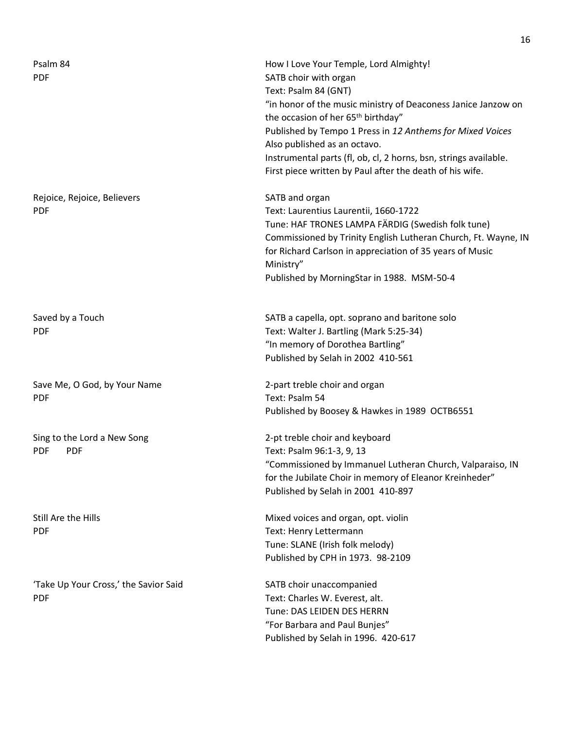Psalm 84
PDF

How I Love Your Temple, Lord Almighty!
SATB choir with organ
Text: Psalm 84 (GNT)
"in honor of the music ministry of Deaconess Janice Janzow on the occasion of her 65th birthday"
Published by Tempo 1 Press in *12 Anthems for Mixed Voices*
Also published as an octavo.
Instrumental parts (fl, ob, cl, 2 horns, bsn, strings available.
First piece written by Paul after the death of his wife.

Rejoice, Rejoice, Believers
PDF

SATB and organ
Text: Laurentius Laurentii, 1660-1722
Tune: HAF TRONES LAMPA FÄRDIG (Swedish folk tune)
Commissioned by Trinity English Lutheran Church, Ft. Wayne, IN for Richard Carlson in appreciation of 35 years of Music Ministry"
Published by MorningStar in 1988. MSM-50-4

Saved by a Touch
PDF

SATB a capella, opt. soprano and baritone solo
Text: Walter J. Bartling (Mark 5:25-34)
"In memory of Dorothea Bartling"
Published by Selah in 2002 410-561

Save Me, O God, by Your Name
PDF

2-part treble choir and organ
Text: Psalm 54
Published by Boosey & Hawkes in 1989 OCTB6551

Sing to the Lord a New Song
PDF PDF

2-pt treble choir and keyboard
Text: Psalm 96:1-3, 9, 13
"Commissioned by Immanuel Lutheran Church, Valparaiso, IN for the Jubilate Choir in memory of Eleanor Kreinheder"
Published by Selah in 2001 410-897

Still Are the Hills
PDF

Mixed voices and organ, opt. violin
Text: Henry Lettermann
Tune: SLANE (Irish folk melody)
Published by CPH in 1973. 98-2109

'Take Up Your Cross,' the Savior Said
PDF

SATB choir unaccompanied
Text: Charles W. Everest, alt.
Tune: DAS LEIDEN DES HERRN
"For Barbara and Paul Bunjes"
Published by Selah in 1996. 420-617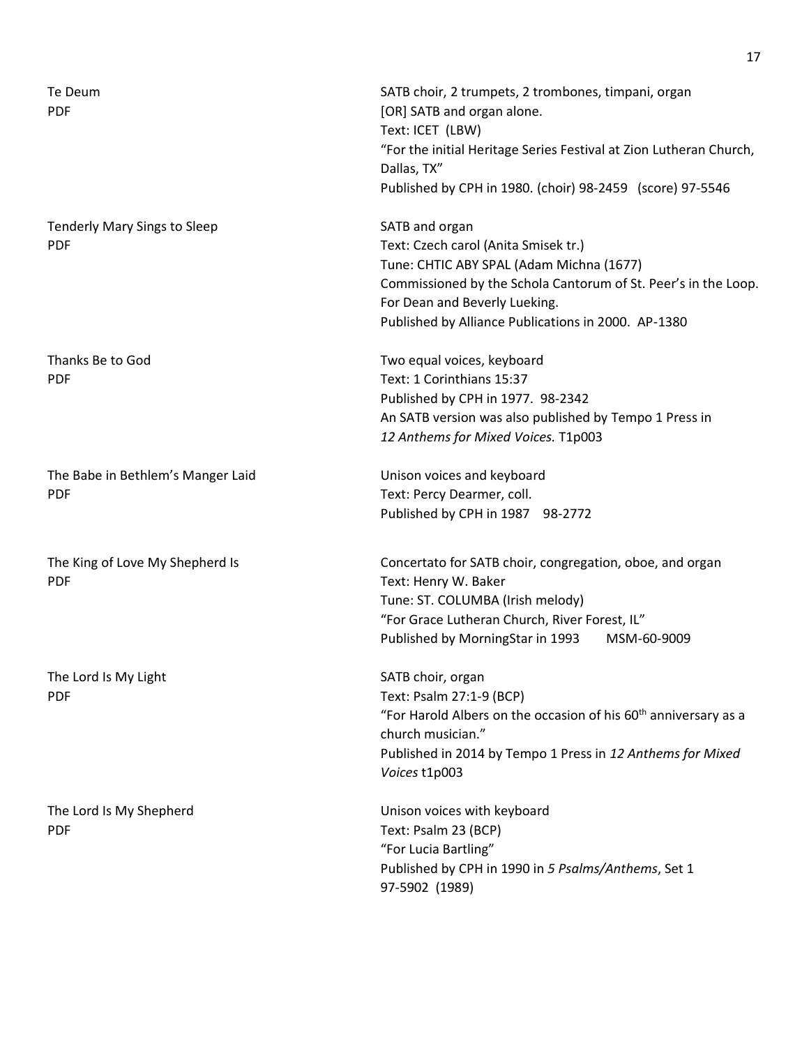Te Deum
PDF

SATB choir, 2 trumpets, 2 trombones, timpani, organ
[OR] SATB and organ alone.
Text: ICET (LBW)
"For the initial Heritage Series Festival at Zion Lutheran Church, Dallas, TX"
Published by CPH in 1980. (choir) 98-2459 (score) 97-5546

Tenderly Mary Sings to Sleep
PDF

SATB and organ
Text: Czech carol (Anita Smisek tr.)
Tune: CHTIC ABY SPAL (Adam Michna (1677)
Commissioned by the Schola Cantorum of St. Peer's in the Loop.
For Dean and Beverly Lueking.
Published by Alliance Publications in 2000. AP-1380

Thanks Be to God
PDF

Two equal voices, keyboard
Text: 1 Corinthians 15:37
Published by CPH in 1977. 98-2342
An SATB version was also published by Tempo 1 Press in *12 Anthems for Mixed Voices.* T1p003

The Babe in Bethlem's Manger Laid
PDF

Unison voices and keyboard
Text: Percy Dearmer, coll.
Published by CPH in 1987 98-2772

The King of Love My Shepherd Is
PDF

Concertato for SATB choir, congregation, oboe, and organ
Text: Henry W. Baker
Tune: ST. COLUMBA (Irish melody)
"For Grace Lutheran Church, River Forest, IL"
Published by MorningStar in 1993 MSM-60-9009

The Lord Is My Light
PDF

SATB choir, organ
Text: Psalm 27:1-9 (BCP)
"For Harold Albers on the occasion of his 60th anniversary as a church musician."
Published in 2014 by Tempo 1 Press in *12 Anthems for Mixed Voices* t1p003

The Lord Is My Shepherd
PDF

Unison voices with keyboard
Text: Psalm 23 (BCP)
"For Lucia Bartling"
Published by CPH in 1990 in *5 Psalms/Anthems*, Set 1
97-5902 (1989)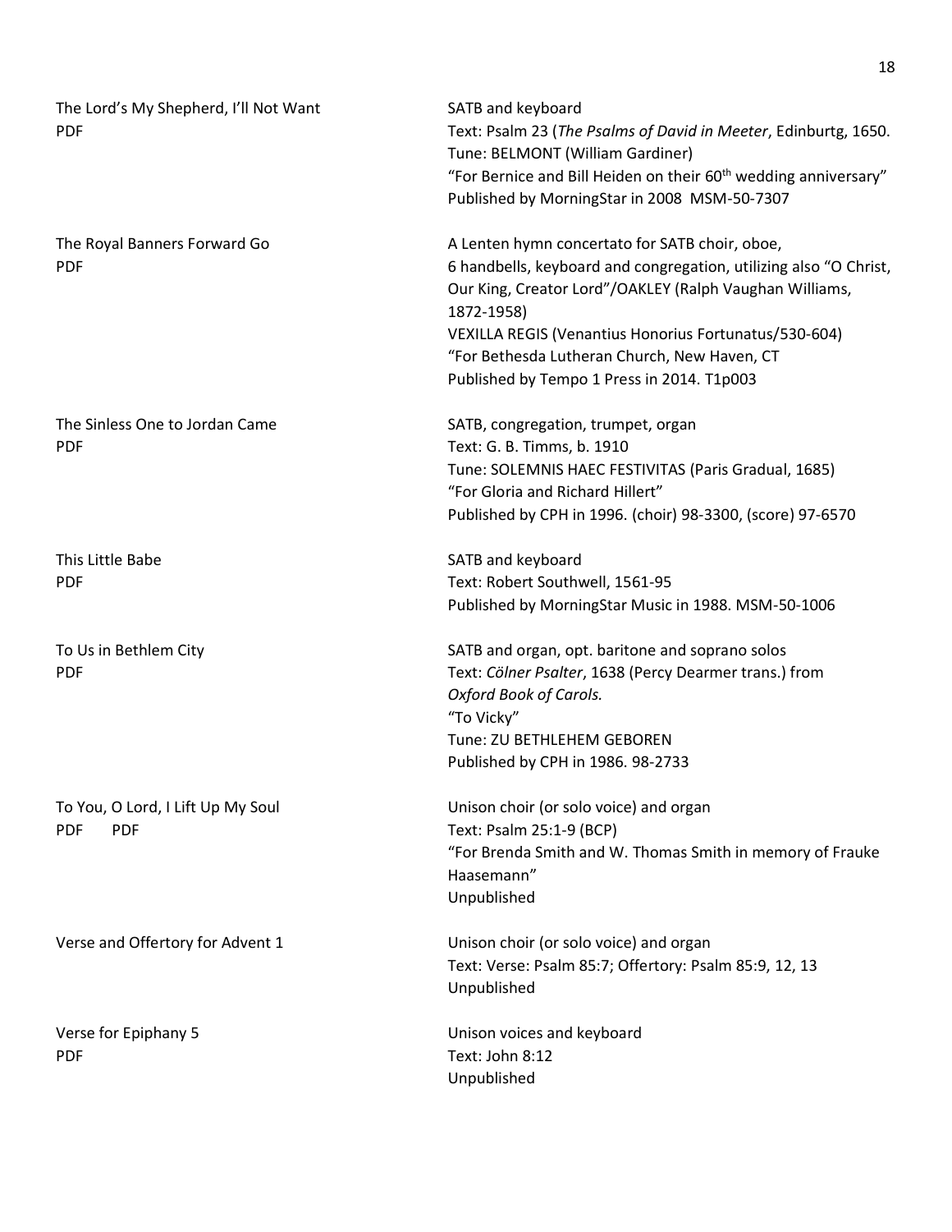The Lord's My Shepherd, I'll Not Want
PDF

SATB and keyboard
Text: Psalm 23 (*The Psalms of David in Meeter*, Edinburtg, 1650.
Tune: BELMONT (William Gardiner)
"For Bernice and Bill Heiden on their 60th wedding anniversary"
Published by MorningStar in 2008 MSM-50-7307

The Royal Banners Forward Go
PDF

A Lenten hymn concertato for SATB choir, oboe,
6 handbells, keyboard and congregation, utilizing also "O Christ, Our King, Creator Lord"/OAKLEY (Ralph Vaughan Williams, 1872-1958)
VEXILLA REGIS (Venantius Honorius Fortunatus/530-604)
"For Bethesda Lutheran Church, New Haven, CT
Published by Tempo 1 Press in 2014. T1p003

The Sinless One to Jordan Came
PDF

SATB, congregation, trumpet, organ
Text: G. B. Timms, b. 1910
Tune: SOLEMNIS HAEC FESTIVITAS (Paris Gradual, 1685)
"For Gloria and Richard Hillert"
Published by CPH in 1996. (choir) 98-3300, (score) 97-6570

This Little Babe
PDF

SATB and keyboard
Text: Robert Southwell, 1561-95
Published by MorningStar Music in 1988. MSM-50-1006

To Us in Bethlem City
PDF

SATB and organ, opt. baritone and soprano solos
Text: *Cölner Psalter*, 1638 (Percy Dearmer trans.) from *Oxford Book of Carols.*
"To Vicky"
Tune: ZU BETHLEHEM GEBOREN
Published by CPH in 1986. 98-2733

To You, O Lord, I Lift Up My Soul
PDF PDF

Unison choir (or solo voice) and organ
Text: Psalm 25:1-9 (BCP)
"For Brenda Smith and W. Thomas Smith in memory of Frauke Haasemann"
Unpublished

Verse and Offertory for Advent 1

Unison choir (or solo voice) and organ
Text: Verse: Psalm 85:7; Offertory: Psalm 85:9, 12, 13
Unpublished

Verse for Epiphany 5
PDF

Unison voices and keyboard
Text: John 8:12
Unpublished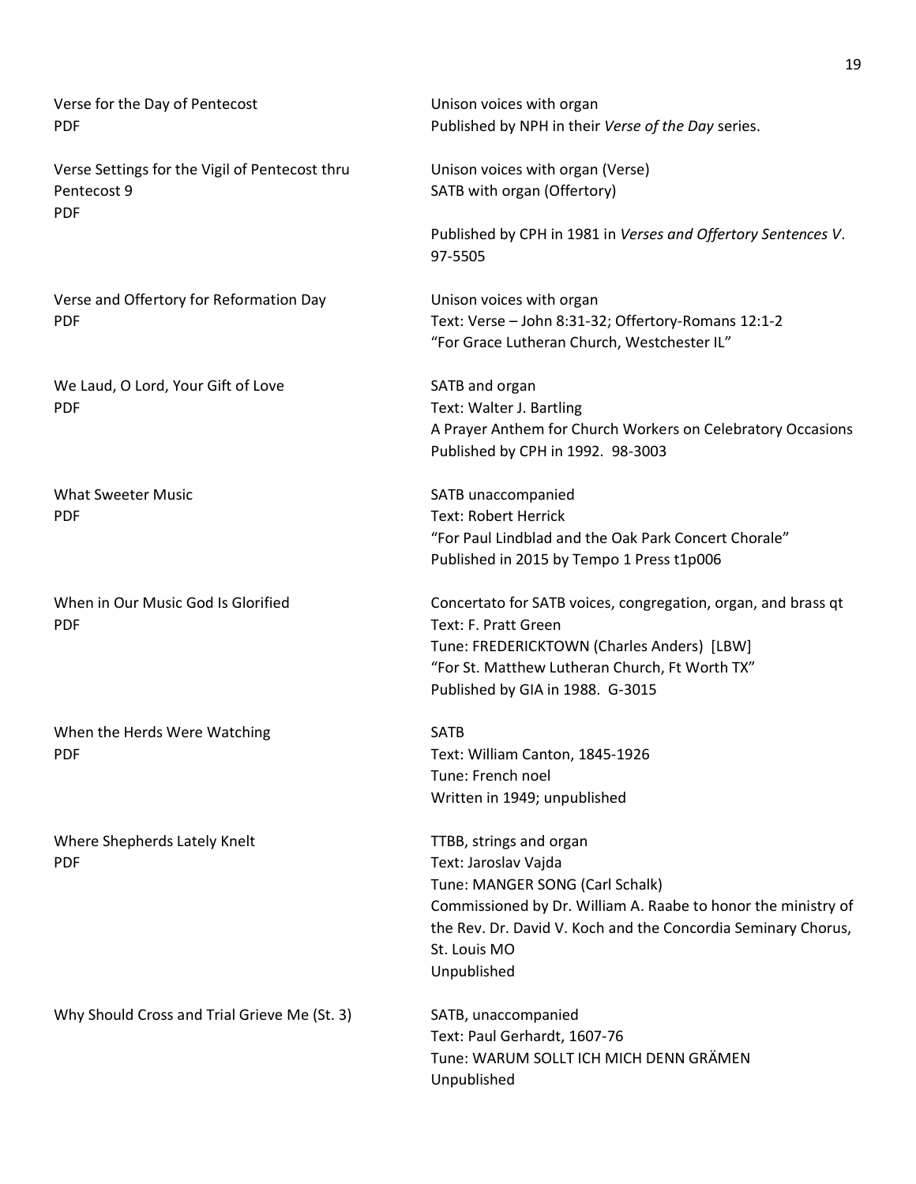Verse for the Day of Pentecost
PDF

Unison voices with organ
Published by NPH in their *Verse of the Day* series.

Verse Settings for the Vigil of Pentecost thru Pentecost 9
PDF

Unison voices with organ (Verse)
SATB with organ (Offertory)

Published by CPH in 1981 in *Verses and Offertory Sentences V*. 97-5505

Verse and Offertory for Reformation Day
PDF

Unison voices with organ
Text: Verse – John 8:31-32; Offertory-Romans 12:1-2
"For Grace Lutheran Church, Westchester IL"

We Laud, O Lord, Your Gift of Love
PDF

SATB and organ
Text: Walter J. Bartling
A Prayer Anthem for Church Workers on Celebratory Occasions
Published by CPH in 1992. 98-3003

What Sweeter Music
PDF

SATB unaccompanied
Text: Robert Herrick
"For Paul Lindblad and the Oak Park Concert Chorale"
Published in 2015 by Tempo 1 Press t1p006

When in Our Music God Is Glorified
PDF

Concertato for SATB voices, congregation, organ, and brass qt
Text: F. Pratt Green
Tune: FREDERICKTOWN (Charles Anders) [LBW]
"For St. Matthew Lutheran Church, Ft Worth TX"
Published by GIA in 1988. G-3015

When the Herds Were Watching
PDF

SATB
Text: William Canton, 1845-1926
Tune: French noel
Written in 1949; unpublished

Where Shepherds Lately Knelt
PDF

TTBB, strings and organ
Text: Jaroslav Vajda
Tune: MANGER SONG (Carl Schalk)
Commissioned by Dr. William A. Raabe to honor the ministry of the Rev. Dr. David V. Koch and the Concordia Seminary Chorus, St. Louis MO
Unpublished

Why Should Cross and Trial Grieve Me (St. 3)

SATB, unaccompanied
Text: Paul Gerhardt, 1607-76
Tune: WARUM SOLLT ICH MICH DENN GRÄMEN
Unpublished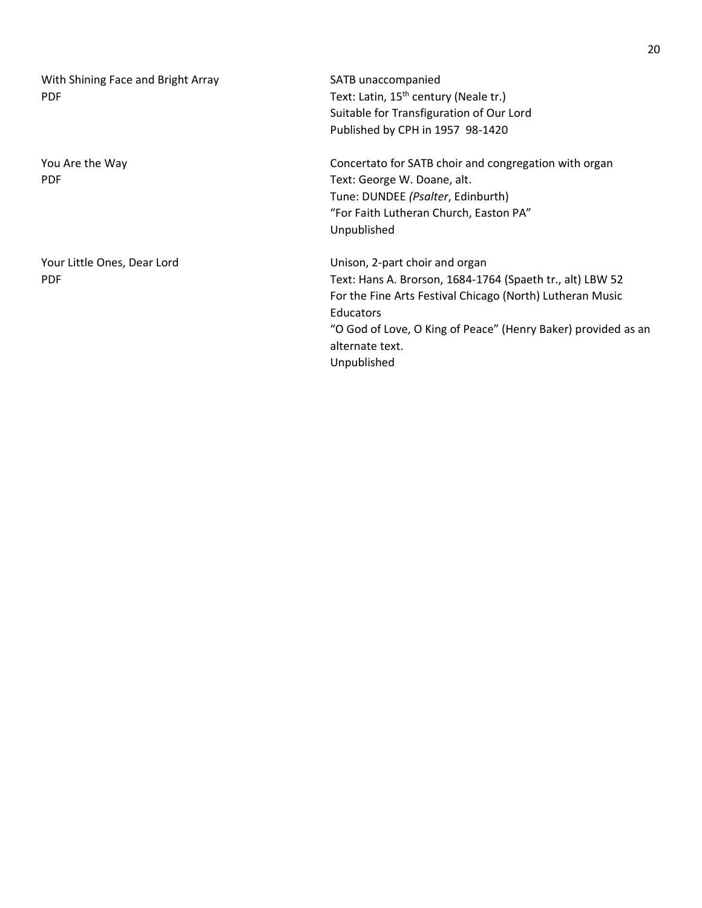With Shining Face and Bright Array
PDF

SATB unaccompanied
Text: Latin, 15th century (Neale tr.)
Suitable for Transfiguration of Our Lord
Published by CPH in 1957 98-1420

You Are the Way
PDF

Concertato for SATB choir and congregation with organ
Text: George W. Doane, alt.
Tune: DUNDEE *(Psalter*, Edinburth)
"For Faith Lutheran Church, Easton PA"
Unpublished

Your Little Ones, Dear Lord
PDF

Unison, 2-part choir and organ
Text: Hans A. Brorson, 1684-1764 (Spaeth tr., alt) LBW 52
For the Fine Arts Festival Chicago (North) Lutheran Music Educators
"O God of Love, O King of Peace" (Henry Baker) provided as an alternate text.
Unpublished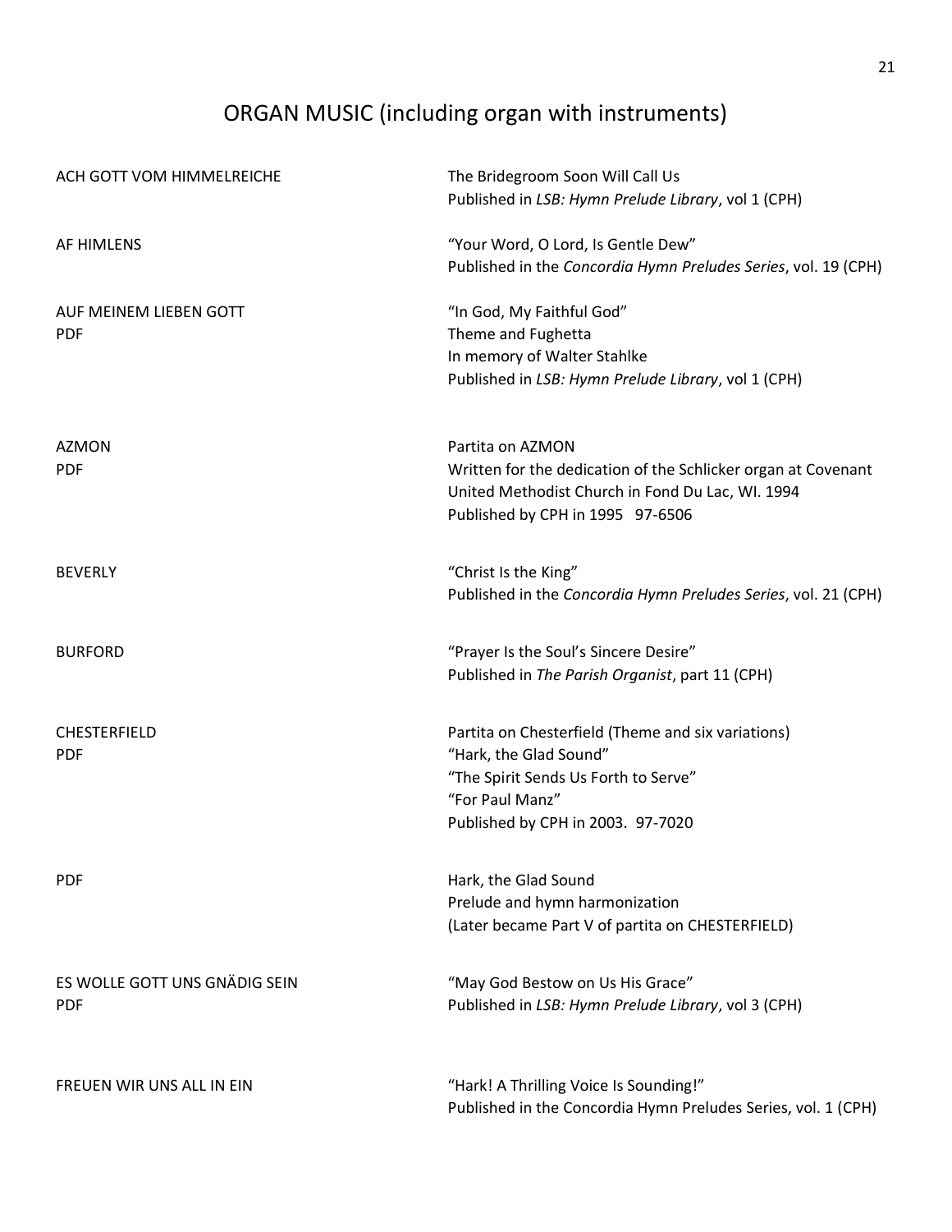# ORGAN MUSIC (including organ with instruments)

| | |
|---|---|
| ACH GOTT VOM HIMMELREICHE | The Bridegroom Soon Will Call Us<br>Published in *LSB: Hymn Prelude Library*, vol 1 (CPH) |
| AF HIMLENS | "Your Word, O Lord, Is Gentle Dew"<br>Published in the *Concordia Hymn Preludes Series*, vol. 19 (CPH) |
| AUF MEINEM LIEBEN GOTT<br>PDF | "In God, My Faithful God"<br>Theme and Fughetta<br>In memory of Walter Stahlke<br>Published in *LSB: Hymn Prelude Library*, vol 1 (CPH) |
| AZMON<br>PDF | Partita on AZMON<br>Written for the dedication of the Schlicker organ at Covenant United Methodist Church in Fond Du Lac, WI. 1994<br>Published by CPH in 1995 97-6506 |
| BEVERLY | "Christ Is the King"<br>Published in the *Concordia Hymn Preludes Series*, vol. 21 (CPH) |
| BURFORD | "Prayer Is the Soul's Sincere Desire"<br>Published in *The Parish Organist*, part 11 (CPH) |
| CHESTERFIELD<br>PDF | Partita on Chesterfield (Theme and six variations)<br>"Hark, the Glad Sound"<br>"The Spirit Sends Us Forth to Serve"<br>"For Paul Manz"<br>Published by CPH in 2003. 97-7020 |
| PDF | Hark, the Glad Sound<br>Prelude and hymn harmonization<br>(Later became Part V of partita on CHESTERFIELD) |
| ES WOLLE GOTT UNS GNÄDIG SEIN<br>PDF | "May God Bestow on Us His Grace"<br>Published in *LSB: Hymn Prelude Library*, vol 3 (CPH) |
| FREUEN WIR UNS ALL IN EIN | "Hark! A Thrilling Voice Is Sounding!"<br>Published in the Concordia Hymn Preludes Series, vol. 1 (CPH) |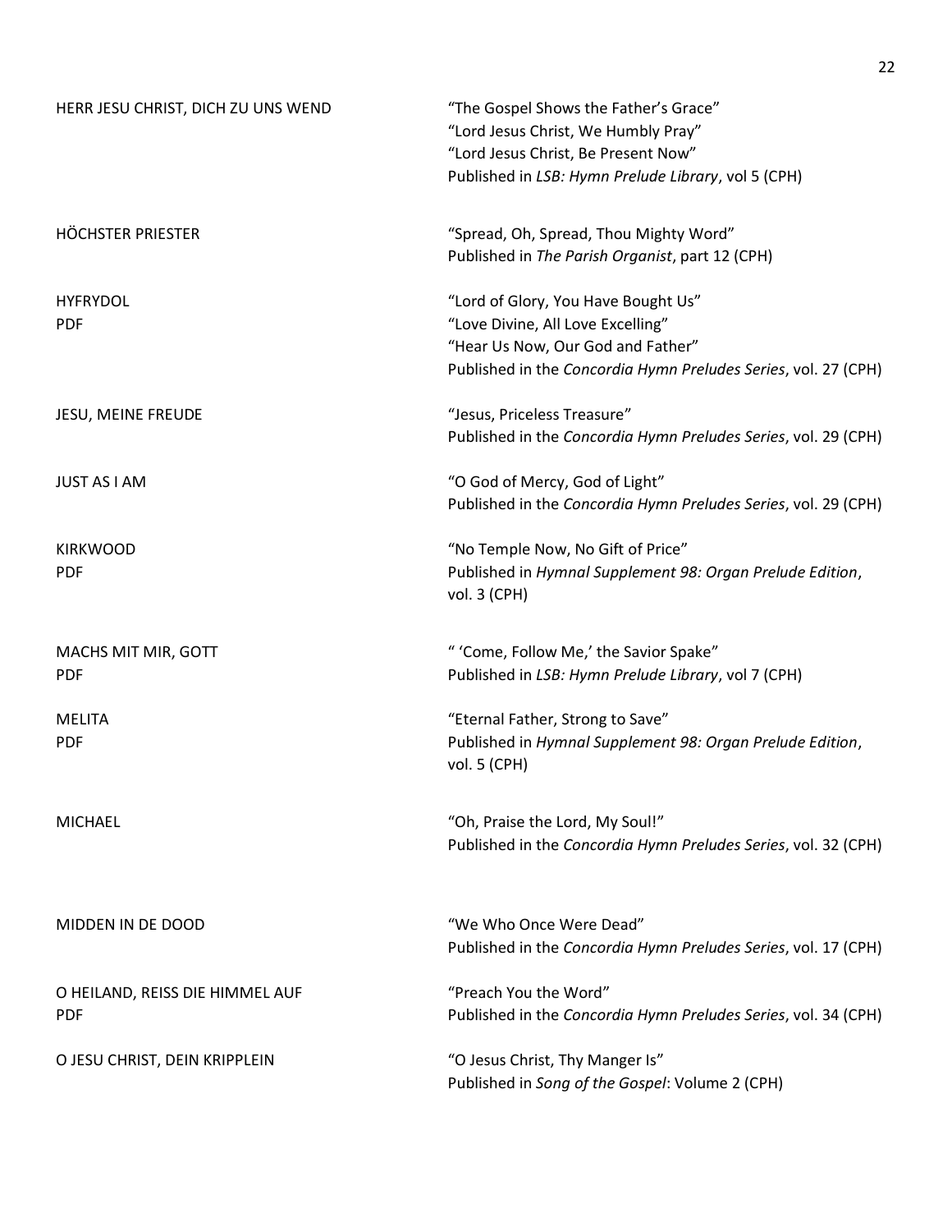| | |
|---|---|
| HERR JESU CHRIST, DICH ZU UNS WEND | "The Gospel Shows the Father's Grace"<br>"Lord Jesus Christ, We Humbly Pray"<br>"Lord Jesus Christ, Be Present Now"<br>Published in *LSB: Hymn Prelude Library*, vol 5 (CPH) |
| HÖCHSTER PRIESTER | "Spread, Oh, Spread, Thou Mighty Word"<br>Published in *The Parish Organist*, part 12 (CPH) |
| HYFRYDOL<br>PDF | "Lord of Glory, You Have Bought Us"<br>"Love Divine, All Love Excelling"<br>"Hear Us Now, Our God and Father"<br>Published in the *Concordia Hymn Preludes Series*, vol. 27 (CPH) |
| JESU, MEINE FREUDE | "Jesus, Priceless Treasure"<br>Published in the *Concordia Hymn Preludes Series*, vol. 29 (CPH) |
| JUST AS I AM | "O God of Mercy, God of Light"<br>Published in the *Concordia Hymn Preludes Series*, vol. 29 (CPH) |
| KIRKWOOD<br>PDF | "No Temple Now, No Gift of Price"<br>Published in *Hymnal Supplement 98: Organ Prelude Edition*, vol. 3 (CPH) |
| MACHS MIT MIR, GOTT<br>PDF | " 'Come, Follow Me,' the Savior Spake"<br>Published in *LSB: Hymn Prelude Library*, vol 7 (CPH) |
| MELITA<br>PDF | "Eternal Father, Strong to Save"<br>Published in *Hymnal Supplement 98: Organ Prelude Edition*, vol. 5 (CPH) |
| MICHAEL | "Oh, Praise the Lord, My Soul!"<br>Published in the *Concordia Hymn Preludes Series*, vol. 32 (CPH) |
| MIDDEN IN DE DOOD | "We Who Once Were Dead"<br>Published in the *Concordia Hymn Preludes Series*, vol. 17 (CPH) |
| O HEILAND, REISS DIE HIMMEL AUF<br>PDF | "Preach You the Word"<br>Published in the *Concordia Hymn Preludes Series*, vol. 34 (CPH) |
| O JESU CHRIST, DEIN KRIPPLEIN | "O Jesus Christ, Thy Manger Is"<br>Published in *Song of the Gospel*: Volume 2 (CPH) |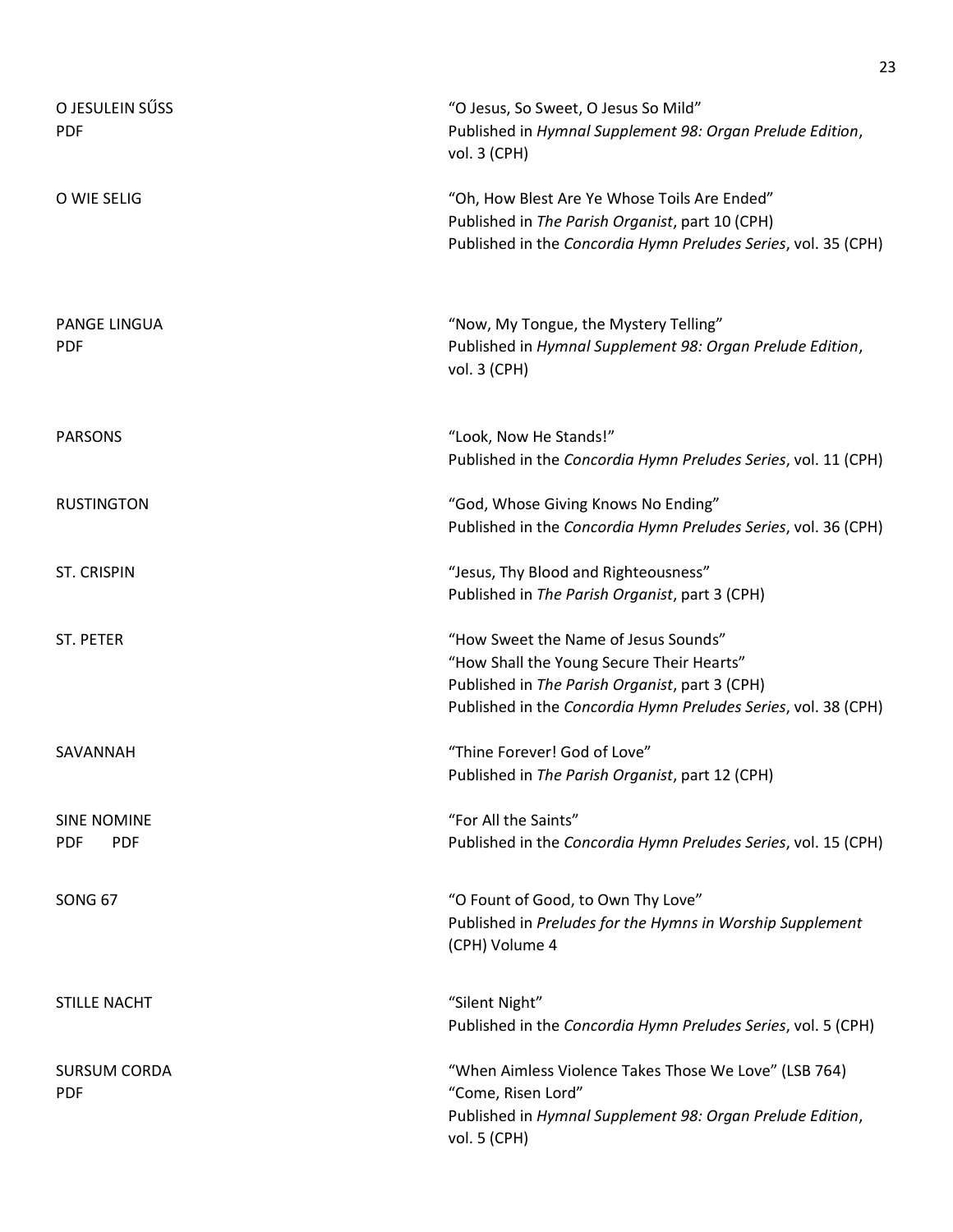O JESULEIN SŰSS
PDF

"O Jesus, So Sweet, O Jesus So Mild"
Published in *Hymnal Supplement 98: Organ Prelude Edition*, vol. 3 (CPH)

O WIE SELIG

"Oh, How Blest Are Ye Whose Toils Are Ended"
Published in *The Parish Organist*, part 10 (CPH)
Published in the *Concordia Hymn Preludes Series*, vol. 35 (CPH)

PANGE LINGUA
PDF

"Now, My Tongue, the Mystery Telling"
Published in *Hymnal Supplement 98: Organ Prelude Edition*, vol. 3 (CPH)

PARSONS

"Look, Now He Stands!"
Published in the *Concordia Hymn Preludes Series*, vol. 11 (CPH)

RUSTINGTON

"God, Whose Giving Knows No Ending"
Published in the *Concordia Hymn Preludes Series*, vol. 36 (CPH)

ST. CRISPIN

"Jesus, Thy Blood and Righteousness"
Published in *The Parish Organist*, part 3 (CPH)

ST. PETER

"How Sweet the Name of Jesus Sounds"
"How Shall the Young Secure Their Hearts"
Published in *The Parish Organist*, part 3 (CPH)
Published in the *Concordia Hymn Preludes Series*, vol. 38 (CPH)

SAVANNAH

"Thine Forever! God of Love"
Published in *The Parish Organist*, part 12 (CPH)

SINE NOMINE
PDF PDF

"For All the Saints"
Published in the *Concordia Hymn Preludes Series*, vol. 15 (CPH)

SONG 67

"O Fount of Good, to Own Thy Love"
Published in *Preludes for the Hymns in Worship Supplement* (CPH) Volume 4

STILLE NACHT

"Silent Night"
Published in the *Concordia Hymn Preludes Series*, vol. 5 (CPH)

SURSUM CORDA
PDF

"When Aimless Violence Takes Those We Love" (LSB 764)
"Come, Risen Lord"
Published in *Hymnal Supplement 98: Organ Prelude Edition*, vol. 5 (CPH)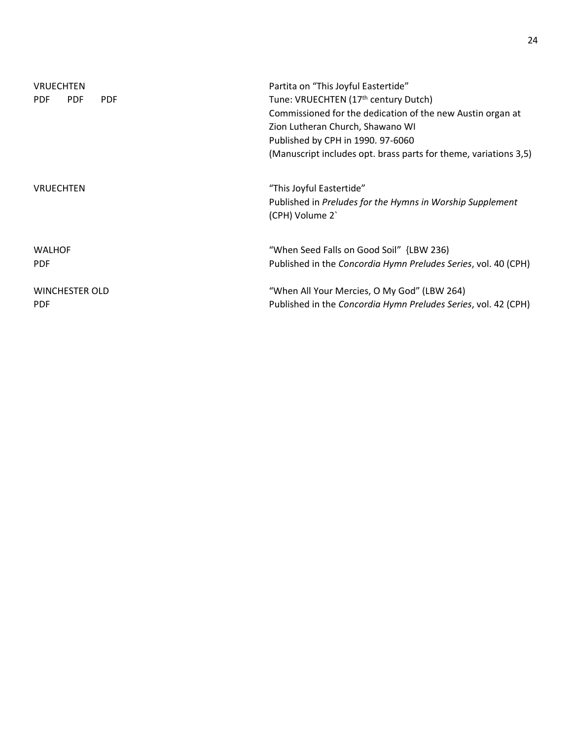VRUECHTEN
PDF PDF PDF

Partita on "This Joyful Eastertide"
Tune: VRUECHTEN (17th century Dutch)
Commissioned for the dedication of the new Austin organ at Zion Lutheran Church, Shawano WI
Published by CPH in 1990. 97-6060
(Manuscript includes opt. brass parts for theme, variations 3,5)

VRUECHTEN

"This Joyful Eastertide"
Published in *Preludes for the Hymns in Worship Supplement* (CPH) Volume 2`

WALHOF
PDF

"When Seed Falls on Good Soil" {LBW 236)
Published in the *Concordia Hymn Preludes Series*, vol. 40 (CPH)

WINCHESTER OLD
PDF

"When All Your Mercies, O My God" (LBW 264)
Published in the *Concordia Hymn Preludes Series*, vol. 42 (CPH)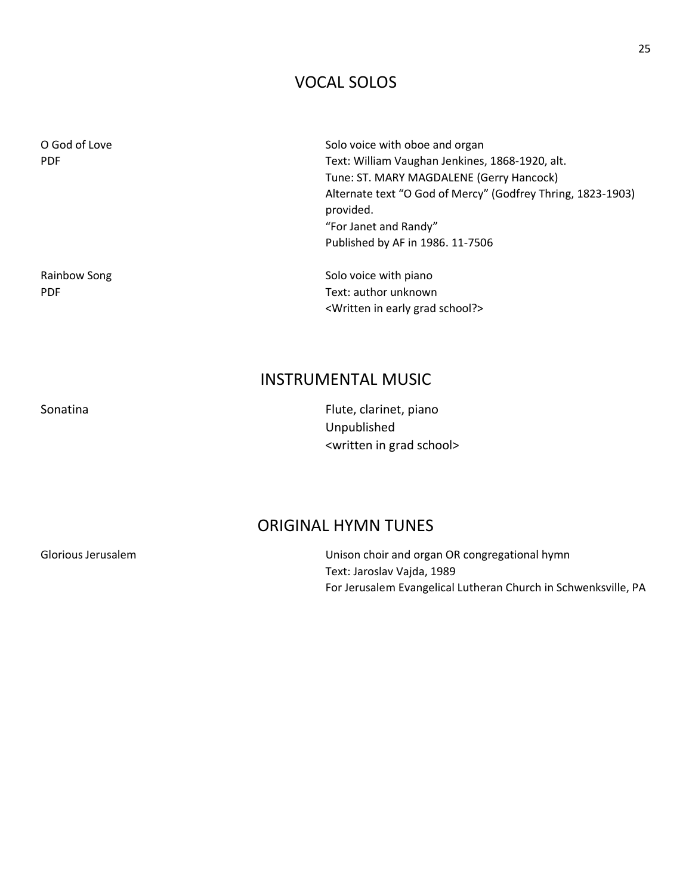## VOCAL SOLOS

| | |
|---|---|
| O God of Love<br>PDF | Solo voice with oboe and organ<br>Text: William Vaughan Jenkines, 1868-1920, alt.<br>Tune: ST. MARY MAGDALENE (Gerry Hancock)<br>Alternate text "O God of Mercy" (Godfrey Thring, 1823-1903) provided.<br>"For Janet and Randy"<br>Published by AF in 1986. 11-7506 |
| Rainbow Song<br>PDF | Solo voice with piano<br>Text: author unknown<br><Written in early grad school?> |

## INSTRUMENTAL MUSIC

| | |
|---|---|
| Sonatina | Flute, clarinet, piano<br>Unpublished<br><written in grad school> |

## ORIGINAL HYMN TUNES

| | |
|---|---|
| Glorious Jerusalem | Unison choir and organ OR congregational hymn<br>Text: Jaroslav Vajda, 1989<br>For Jerusalem Evangelical Lutheran Church in Schwenksville, PA |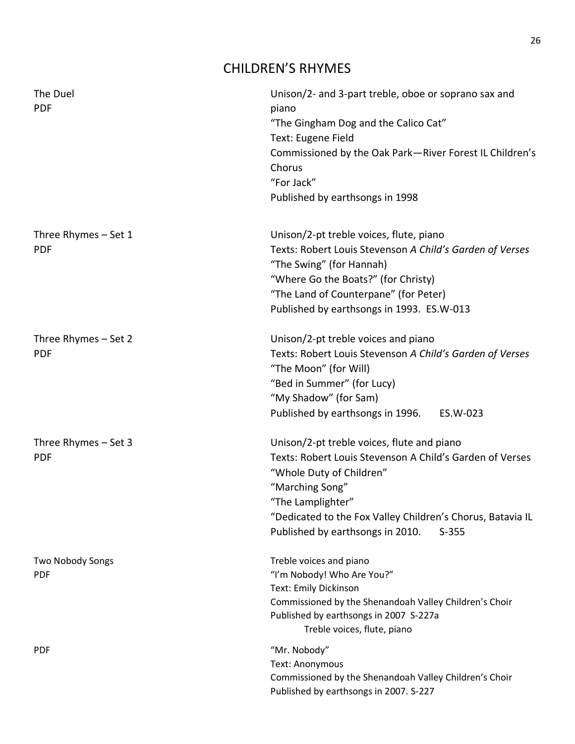# CHILDREN'S RHYMES

**The Duel**
PDF

Unison/2- and 3-part treble, oboe or soprano sax and piano
"The Gingham Dog and the Calico Cat"
Text: Eugene Field
Commissioned by the Oak Park—River Forest IL Children's Chorus
"For Jack"
Published by earthsongs in 1998

**Three Rhymes – Set 1**
PDF

Unison/2-pt treble voices, flute, piano
Texts: Robert Louis Stevenson *A Child's Garden of Verses*
"The Swing" (for Hannah)
"Where Go the Boats?" (for Christy)
"The Land of Counterpane" (for Peter)
Published by earthsongs in 1993. ES.W-013

**Three Rhymes – Set 2**
PDF

Unison/2-pt treble voices and piano
Texts: Robert Louis Stevenson *A Child's Garden of Verses*
"The Moon" (for Will)
"Bed in Summer" (for Lucy)
"My Shadow" (for Sam)
Published by earthsongs in 1996. ES.W-023

**Three Rhymes – Set 3**
PDF

Unison/2-pt treble voices, flute and piano
Texts: Robert Louis Stevenson A Child's Garden of Verses
"Whole Duty of Children"
"Marching Song"
"The Lamplighter"
"Dedicated to the Fox Valley Children's Chorus, Batavia IL
Published by earthsongs in 2010. S-355

**Two Nobody Songs**
PDF

Treble voices and piano
"I'm Nobody! Who Are You?"
Text: Emily Dickinson
Commissioned by the Shenandoah Valley Children's Choir
Published by earthsongs in 2007 S-227a

Treble voices, flute, piano

PDF

"Mr. Nobody"
Text: Anonymous
Commissioned by the Shenandoah Valley Children's Choir
Published by earthsongs in 2007. S-227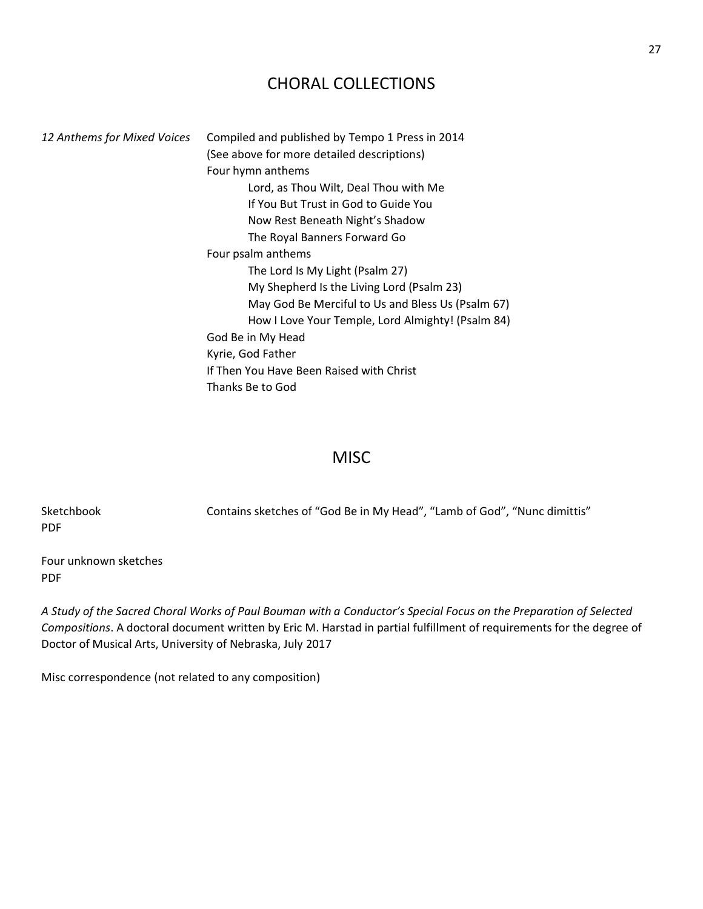## CHORAL COLLECTIONS

*12 Anthems for Mixed Voices*

Compiled and published by Tempo 1 Press in 2014
(See above for more detailed descriptions)

Four hymn anthems

- Lord, as Thou Wilt, Deal Thou with Me
- If You But Trust in God to Guide You
- Now Rest Beneath Night's Shadow
- The Royal Banners Forward Go

Four psalm anthems

- The Lord Is My Light (Psalm 27)
- My Shepherd Is the Living Lord (Psalm 23)
- May God Be Merciful to Us and Bless Us (Psalm 67)
- How I Love Your Temple, Lord Almighty! (Psalm 84)

God Be in My Head
Kyrie, God Father
If Then You Have Been Raised with Christ
Thanks Be to God

## MISC

Sketchbook
PDF

Contains sketches of "God Be in My Head", "Lamb of God", "Nunc dimittis"

Four unknown sketches
PDF

*A Study of the Sacred Choral Works of Paul Bouman with a Conductor's Special Focus on the Preparation of Selected Compositions*. A doctoral document written by Eric M. Harstad in partial fulfillment of requirements for the degree of Doctor of Musical Arts, University of Nebraska, July 2017

Misc correspondence (not related to any composition)